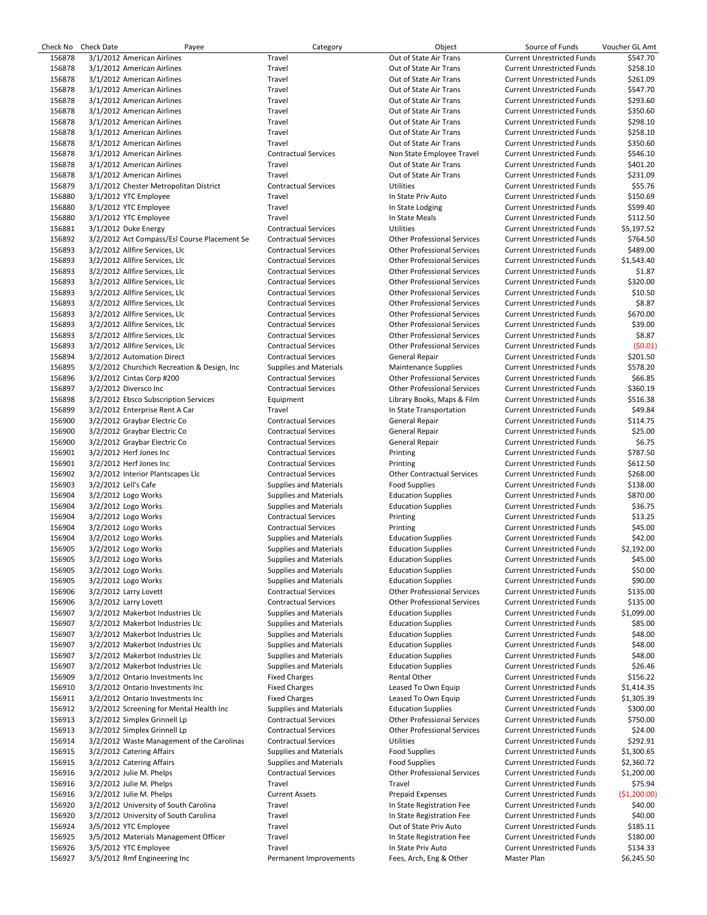| Check No | Check Date | Payee | Category | Object | Source of Funds | Voucher GL Amt |
|---|---|---|---|---|---|---|
| 156878 | 3/1/2012 | American Airlines | Travel | Out of State Air Trans | Current Unrestricted Funds | $547.70 |
| 156878 | 3/1/2012 | American Airlines | Travel | Out of State Air Trans | Current Unrestricted Funds | $258.10 |
| 156878 | 3/1/2012 | American Airlines | Travel | Out of State Air Trans | Current Unrestricted Funds | $261.09 |
| 156878 | 3/1/2012 | American Airlines | Travel | Out of State Air Trans | Current Unrestricted Funds | $547.70 |
| 156878 | 3/1/2012 | American Airlines | Travel | Out of State Air Trans | Current Unrestricted Funds | $293.60 |
| 156878 | 3/1/2012 | American Airlines | Travel | Out of State Air Trans | Current Unrestricted Funds | $350.60 |
| 156878 | 3/1/2012 | American Airlines | Travel | Out of State Air Trans | Current Unrestricted Funds | $298.10 |
| 156878 | 3/1/2012 | American Airlines | Travel | Out of State Air Trans | Current Unrestricted Funds | $258.10 |
| 156878 | 3/1/2012 | American Airlines | Travel | Out of State Air Trans | Current Unrestricted Funds | $350.60 |
| 156878 | 3/1/2012 | American Airlines | Contractual Services | Non State Employee Travel | Current Unrestricted Funds | $546.10 |
| 156878 | 3/1/2012 | American Airlines | Travel | Out of State Air Trans | Current Unrestricted Funds | $401.20 |
| 156878 | 3/1/2012 | American Airlines | Travel | Out of State Air Trans | Current Unrestricted Funds | $231.09 |
| 156879 | 3/1/2012 | Chester Metropolitan District | Contractual Services | Utilities | Current Unrestricted Funds | $55.76 |
| 156880 | 3/1/2012 | YTC Employee | Travel | In State Priv Auto | Current Unrestricted Funds | $150.69 |
| 156880 | 3/1/2012 | YTC Employee | Travel | In State Lodging | Current Unrestricted Funds | $599.40 |
| 156880 | 3/1/2012 | YTC Employee | Travel | In State Meals | Current Unrestricted Funds | $112.50 |
| 156881 | 3/1/2012 | Duke Energy | Contractual Services | Utilities | Current Unrestricted Funds | $5,197.52 |
| 156892 | 3/2/2012 | Act Compass/Esl Course Placement Se | Contractual Services | Other Professional Services | Current Unrestricted Funds | $764.50 |
| 156893 | 3/2/2012 | Allfire Services, Llc | Contractual Services | Other Professional Services | Current Unrestricted Funds | $489.00 |
| 156893 | 3/2/2012 | Allfire Services, Llc | Contractual Services | Other Professional Services | Current Unrestricted Funds | $1,543.40 |
| 156893 | 3/2/2012 | Allfire Services, Llc | Contractual Services | Other Professional Services | Current Unrestricted Funds | $1.87 |
| 156893 | 3/2/2012 | Allfire Services, Llc | Contractual Services | Other Professional Services | Current Unrestricted Funds | $320.00 |
| 156893 | 3/2/2012 | Allfire Services, Llc | Contractual Services | Other Professional Services | Current Unrestricted Funds | $10.50 |
| 156893 | 3/2/2012 | Allfire Services, Llc | Contractual Services | Other Professional Services | Current Unrestricted Funds | $8.87 |
| 156893 | 3/2/2012 | Allfire Services, Llc | Contractual Services | Other Professional Services | Current Unrestricted Funds | $670.00 |
| 156893 | 3/2/2012 | Allfire Services, Llc | Contractual Services | Other Professional Services | Current Unrestricted Funds | $39.00 |
| 156893 | 3/2/2012 | Allfire Services, Llc | Contractual Services | Other Professional Services | Current Unrestricted Funds | $8.87 |
| 156893 | 3/2/2012 | Allfire Services, Llc | Contractual Services | Other Professional Services | Current Unrestricted Funds | ($0.01) |
| 156894 | 3/2/2012 | Automation Direct | Contractual Services | General Repair | Current Unrestricted Funds | $201.50 |
| 156895 | 3/2/2012 | Churchich Recreation & Design, Inc | Supplies and Materials | Maintenance Supplies | Current Unrestricted Funds | $578.20 |
| 156896 | 3/2/2012 | Cintas Corp #200 | Contractual Services | Other Professional Services | Current Unrestricted Funds | $66.85 |
| 156897 | 3/2/2012 | Diversco Inc | Contractual Services | Other Professional Services | Current Unrestricted Funds | $360.19 |
| 156898 | 3/2/2012 | Ebsco Subscription Services | Equipment | Library Books, Maps & Film | Current Unrestricted Funds | $516.38 |
| 156899 | 3/2/2012 | Enterprise Rent A Car | Travel | In State Transportation | Current Unrestricted Funds | $49.84 |
| 156900 | 3/2/2012 | Graybar Electric Co | Contractual Services | General Repair | Current Unrestricted Funds | $114.75 |
| 156900 | 3/2/2012 | Graybar Electric Co | Contractual Services | General Repair | Current Unrestricted Funds | $25.00 |
| 156900 | 3/2/2012 | Graybar Electric Co | Contractual Services | General Repair | Current Unrestricted Funds | $6.75 |
| 156901 | 3/2/2012 | Herf Jones Inc | Contractual Services | Printing | Current Unrestricted Funds | $787.50 |
| 156901 | 3/2/2012 | Herf Jones Inc | Contractual Services | Printing | Current Unrestricted Funds | $612.50 |
| 156902 | 3/2/2012 | Interior Plantscapes Llc | Contractual Services | Other Contractual Services | Current Unrestricted Funds | $268.00 |
| 156903 | 3/2/2012 | Lell's Cafe | Supplies and Materials | Food Supplies | Current Unrestricted Funds | $138.00 |
| 156904 | 3/2/2012 | Logo Works | Supplies and Materials | Education Supplies | Current Unrestricted Funds | $870.00 |
| 156904 | 3/2/2012 | Logo Works | Supplies and Materials | Education Supplies | Current Unrestricted Funds | $36.75 |
| 156904 | 3/2/2012 | Logo Works | Contractual Services | Printing | Current Unrestricted Funds | $13.25 |
| 156904 | 3/2/2012 | Logo Works | Contractual Services | Printing | Current Unrestricted Funds | $45.00 |
| 156904 | 3/2/2012 | Logo Works | Supplies and Materials | Education Supplies | Current Unrestricted Funds | $42.00 |
| 156905 | 3/2/2012 | Logo Works | Supplies and Materials | Education Supplies | Current Unrestricted Funds | $2,192.00 |
| 156905 | 3/2/2012 | Logo Works | Supplies and Materials | Education Supplies | Current Unrestricted Funds | $45.00 |
| 156905 | 3/2/2012 | Logo Works | Supplies and Materials | Education Supplies | Current Unrestricted Funds | $50.00 |
| 156905 | 3/2/2012 | Logo Works | Supplies and Materials | Education Supplies | Current Unrestricted Funds | $90.00 |
| 156906 | 3/2/2012 | Larry Lovett | Contractual Services | Other Professional Services | Current Unrestricted Funds | $135.00 |
| 156906 | 3/2/2012 | Larry Lovett | Contractual Services | Other Professional Services | Current Unrestricted Funds | $135.00 |
| 156907 | 3/2/2012 | Makerbot Industries Llc | Supplies and Materials | Education Supplies | Current Unrestricted Funds | $1,099.00 |
| 156907 | 3/2/2012 | Makerbot Industries Llc | Supplies and Materials | Education Supplies | Current Unrestricted Funds | $85.00 |
| 156907 | 3/2/2012 | Makerbot Industries Llc | Supplies and Materials | Education Supplies | Current Unrestricted Funds | $48.00 |
| 156907 | 3/2/2012 | Makerbot Industries Llc | Supplies and Materials | Education Supplies | Current Unrestricted Funds | $48.00 |
| 156907 | 3/2/2012 | Makerbot Industries Llc | Supplies and Materials | Education Supplies | Current Unrestricted Funds | $48.00 |
| 156907 | 3/2/2012 | Makerbot Industries Llc | Supplies and Materials | Education Supplies | Current Unrestricted Funds | $26.46 |
| 156909 | 3/2/2012 | Ontario Investments Inc | Fixed Charges | Rental Other | Current Unrestricted Funds | $156.22 |
| 156910 | 3/2/2012 | Ontario Investments Inc | Fixed Charges | Leased To Own Equip | Current Unrestricted Funds | $1,414.35 |
| 156911 | 3/2/2012 | Ontario Investments Inc | Fixed Charges | Leased To Own Equip | Current Unrestricted Funds | $1,305.39 |
| 156912 | 3/2/2012 | Screening for Mental Health Inc | Supplies and Materials | Education Supplies | Current Unrestricted Funds | $300.00 |
| 156913 | 3/2/2012 | Simplex Grinnell Lp | Contractual Services | Other Professional Services | Current Unrestricted Funds | $750.00 |
| 156913 | 3/2/2012 | Simplex Grinnell Lp | Contractual Services | Other Professional Services | Current Unrestricted Funds | $24.00 |
| 156914 | 3/2/2012 | Waste Management of the Carolinas | Contractual Services | Utilities | Current Unrestricted Funds | $292.91 |
| 156915 | 3/2/2012 | Catering Affairs | Supplies and Materials | Food Supplies | Current Unrestricted Funds | $1,300.65 |
| 156915 | 3/2/2012 | Catering Affairs | Supplies and Materials | Food Supplies | Current Unrestricted Funds | $2,360.72 |
| 156916 | 3/2/2012 | Julie M. Phelps | Contractual Services | Other Professional Services | Current Unrestricted Funds | $1,200.00 |
| 156916 | 3/2/2012 | Julie M. Phelps | Travel | Travel | Current Unrestricted Funds | $75.94 |
| 156916 | 3/2/2012 | Julie M. Phelps | Current Assets | Prepaid Expenses | Current Unrestricted Funds | ($1,200.00) |
| 156920 | 3/2/2012 | University of South Carolina | Travel | In State Registration Fee | Current Unrestricted Funds | $40.00 |
| 156920 | 3/2/2012 | University of South Carolina | Travel | In State Registration Fee | Current Unrestricted Funds | $40.00 |
| 156924 | 3/5/2012 | YTC Employee | Travel | Out of State Priv Auto | Current Unrestricted Funds | $185.11 |
| 156925 | 3/5/2012 | Materials Management Officer | Travel | In State Registration Fee | Current Unrestricted Funds | $180.00 |
| 156926 | 3/5/2012 | YTC Employee | Travel | In State Priv Auto | Current Unrestricted Funds | $134.33 |
| 156927 | 3/5/2012 | Rmf Engineering Inc | Permanent Improvements | Fees, Arch, Eng & Other | Master Plan | $6,245.50 |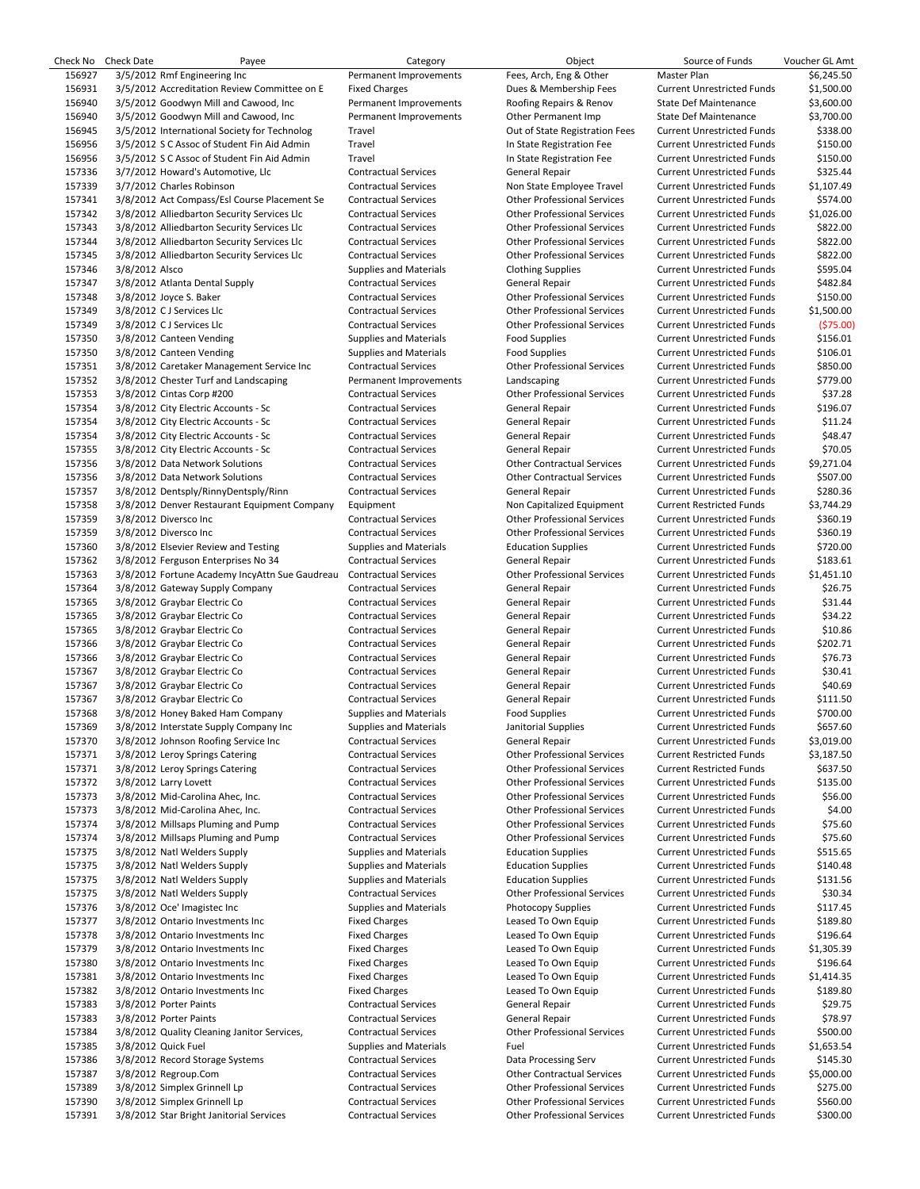| Check No | Check Date | Payee | Category | Object | Source of Funds | Voucher GL Amt |
|---|---|---|---|---|---|---|
| 156927 | 3/5/2012 | Rmf Engineering Inc | Permanent Improvements | Fees, Arch, Eng & Other | Master Plan | $6,245.50 |
| 156931 | 3/5/2012 | Accreditation Review Committee on E | Fixed Charges | Dues & Membership Fees | Current Unrestricted Funds | $1,500.00 |
| 156940 | 3/5/2012 | Goodwyn Mill and Cawood, Inc | Permanent Improvements | Roofing Repairs & Renov | State Def Maintenance | $3,600.00 |
| 156940 | 3/5/2012 | Goodwyn Mill and Cawood, Inc | Permanent Improvements | Other Permanent Imp | State Def Maintenance | $3,700.00 |
| 156945 | 3/5/2012 | International Society for Technolog | Travel | Out of State Registration Fees | Current Unrestricted Funds | $338.00 |
| 156956 | 3/5/2012 | S C Assoc of Student Fin Aid Admin | Travel | In State Registration Fee | Current Unrestricted Funds | $150.00 |
| 156956 | 3/5/2012 | S C Assoc of Student Fin Aid Admin | Travel | In State Registration Fee | Current Unrestricted Funds | $150.00 |
| 157336 | 3/7/2012 | Howard's Automotive, Llc | Contractual Services | General Repair | Current Unrestricted Funds | $325.44 |
| 157339 | 3/7/2012 | Charles Robinson | Contractual Services | Non State Employee Travel | Current Unrestricted Funds | $1,107.49 |
| 157341 | 3/8/2012 | Act Compass/Esl Course Placement Se | Contractual Services | Other Professional Services | Current Unrestricted Funds | $574.00 |
| 157342 | 3/8/2012 | Alliedbarton Security Services Llc | Contractual Services | Other Professional Services | Current Unrestricted Funds | $1,026.00 |
| 157343 | 3/8/2012 | Alliedbarton Security Services Llc | Contractual Services | Other Professional Services | Current Unrestricted Funds | $822.00 |
| 157344 | 3/8/2012 | Alliedbarton Security Services Llc | Contractual Services | Other Professional Services | Current Unrestricted Funds | $822.00 |
| 157345 | 3/8/2012 | Alliedbarton Security Services Llc | Contractual Services | Other Professional Services | Current Unrestricted Funds | $822.00 |
| 157346 | 3/8/2012 | Alsco | Supplies and Materials | Clothing Supplies | Current Unrestricted Funds | $595.04 |
| 157347 | 3/8/2012 | Atlanta Dental Supply | Contractual Services | General Repair | Current Unrestricted Funds | $482.84 |
| 157348 | 3/8/2012 | Joyce S. Baker | Contractual Services | Other Professional Services | Current Unrestricted Funds | $150.00 |
| 157349 | 3/8/2012 | C J Services Llc | Contractual Services | Other Professional Services | Current Unrestricted Funds | $1,500.00 |
| 157349 | 3/8/2012 | C J Services Llc | Contractual Services | Other Professional Services | Current Unrestricted Funds | ($75.00) |
| 157350 | 3/8/2012 | Canteen Vending | Supplies and Materials | Food Supplies | Current Unrestricted Funds | $156.01 |
| 157350 | 3/8/2012 | Canteen Vending | Supplies and Materials | Food Supplies | Current Unrestricted Funds | $106.01 |
| 157351 | 3/8/2012 | Caretaker Management Service Inc | Contractual Services | Other Professional Services | Current Unrestricted Funds | $850.00 |
| 157352 | 3/8/2012 | Chester Turf and Landscaping | Permanent Improvements | Landscaping | Current Unrestricted Funds | $779.00 |
| 157353 | 3/8/2012 | Cintas Corp #200 | Contractual Services | Other Professional Services | Current Unrestricted Funds | $37.28 |
| 157354 | 3/8/2012 | City Electric Accounts - Sc | Contractual Services | General Repair | Current Unrestricted Funds | $196.07 |
| 157354 | 3/8/2012 | City Electric Accounts - Sc | Contractual Services | General Repair | Current Unrestricted Funds | $11.24 |
| 157354 | 3/8/2012 | City Electric Accounts - Sc | Contractual Services | General Repair | Current Unrestricted Funds | $48.47 |
| 157355 | 3/8/2012 | City Electric Accounts - Sc | Contractual Services | General Repair | Current Unrestricted Funds | $70.05 |
| 157356 | 3/8/2012 | Data Network Solutions | Contractual Services | Other Contractual Services | Current Unrestricted Funds | $9,271.04 |
| 157356 | 3/8/2012 | Data Network Solutions | Contractual Services | Other Contractual Services | Current Unrestricted Funds | $507.00 |
| 157357 | 3/8/2012 | Dentsply/RinnyDentsply/Rinn | Contractual Services | General Repair | Current Unrestricted Funds | $280.36 |
| 157358 | 3/8/2012 | Denver Restaurant Equipment Company | Equipment | Non Capitalized Equipment | Current Restricted Funds | $3,744.29 |
| 157359 | 3/8/2012 | Diversco Inc | Contractual Services | Other Professional Services | Current Unrestricted Funds | $360.19 |
| 157359 | 3/8/2012 | Diversco Inc | Contractual Services | Other Professional Services | Current Unrestricted Funds | $360.19 |
| 157360 | 3/8/2012 | Elsevier Review and Testing | Supplies and Materials | Education Supplies | Current Unrestricted Funds | $720.00 |
| 157362 | 3/8/2012 | Ferguson Enterprises No 34 | Contractual Services | General Repair | Current Unrestricted Funds | $183.61 |
| 157363 | 3/8/2012 | Fortune Academy IncyAttn Sue Gaudreau | Contractual Services | Other Professional Services | Current Unrestricted Funds | $1,451.10 |
| 157364 | 3/8/2012 | Gateway Supply Company | Contractual Services | General Repair | Current Unrestricted Funds | $26.75 |
| 157365 | 3/8/2012 | Graybar Electric Co | Contractual Services | General Repair | Current Unrestricted Funds | $31.44 |
| 157365 | 3/8/2012 | Graybar Electric Co | Contractual Services | General Repair | Current Unrestricted Funds | $34.22 |
| 157365 | 3/8/2012 | Graybar Electric Co | Contractual Services | General Repair | Current Unrestricted Funds | $10.86 |
| 157366 | 3/8/2012 | Graybar Electric Co | Contractual Services | General Repair | Current Unrestricted Funds | $202.71 |
| 157366 | 3/8/2012 | Graybar Electric Co | Contractual Services | General Repair | Current Unrestricted Funds | $76.73 |
| 157367 | 3/8/2012 | Graybar Electric Co | Contractual Services | General Repair | Current Unrestricted Funds | $30.41 |
| 157367 | 3/8/2012 | Graybar Electric Co | Contractual Services | General Repair | Current Unrestricted Funds | $40.69 |
| 157367 | 3/8/2012 | Graybar Electric Co | Contractual Services | General Repair | Current Unrestricted Funds | $111.50 |
| 157368 | 3/8/2012 | Honey Baked Ham Company | Supplies and Materials | Food Supplies | Current Unrestricted Funds | $700.00 |
| 157369 | 3/8/2012 | Interstate Supply Company Inc | Supplies and Materials | Janitorial Supplies | Current Unrestricted Funds | $657.60 |
| 157370 | 3/8/2012 | Johnson Roofing Service Inc | Contractual Services | General Repair | Current Unrestricted Funds | $3,019.00 |
| 157371 | 3/8/2012 | Leroy Springs Catering | Contractual Services | Other Professional Services | Current Restricted Funds | $3,187.50 |
| 157371 | 3/8/2012 | Leroy Springs Catering | Contractual Services | Other Professional Services | Current Restricted Funds | $637.50 |
| 157372 | 3/8/2012 | Larry Lovett | Contractual Services | Other Professional Services | Current Unrestricted Funds | $135.00 |
| 157373 | 3/8/2012 | Mid-Carolina Ahec, Inc. | Contractual Services | Other Professional Services | Current Unrestricted Funds | $56.00 |
| 157373 | 3/8/2012 | Mid-Carolina Ahec, Inc. | Contractual Services | Other Professional Services | Current Unrestricted Funds | $4.00 |
| 157374 | 3/8/2012 | Millsaps Pluming and Pump | Contractual Services | Other Professional Services | Current Unrestricted Funds | $75.60 |
| 157374 | 3/8/2012 | Millsaps Pluming and Pump | Contractual Services | Other Professional Services | Current Unrestricted Funds | $75.60 |
| 157375 | 3/8/2012 | Natl Welders Supply | Supplies and Materials | Education Supplies | Current Unrestricted Funds | $515.65 |
| 157375 | 3/8/2012 | Natl Welders Supply | Supplies and Materials | Education Supplies | Current Unrestricted Funds | $140.48 |
| 157375 | 3/8/2012 | Natl Welders Supply | Supplies and Materials | Education Supplies | Current Unrestricted Funds | $131.56 |
| 157375 | 3/8/2012 | Natl Welders Supply | Contractual Services | Other Professional Services | Current Unrestricted Funds | $30.34 |
| 157376 | 3/8/2012 | Oce' Imagistec Inc | Supplies and Materials | Photocopy Supplies | Current Unrestricted Funds | $117.45 |
| 157377 | 3/8/2012 | Ontario Investments Inc | Fixed Charges | Leased To Own Equip | Current Unrestricted Funds | $189.80 |
| 157378 | 3/8/2012 | Ontario Investments Inc | Fixed Charges | Leased To Own Equip | Current Unrestricted Funds | $196.64 |
| 157379 | 3/8/2012 | Ontario Investments Inc | Fixed Charges | Leased To Own Equip | Current Unrestricted Funds | $1,305.39 |
| 157380 | 3/8/2012 | Ontario Investments Inc | Fixed Charges | Leased To Own Equip | Current Unrestricted Funds | $196.64 |
| 157381 | 3/8/2012 | Ontario Investments Inc | Fixed Charges | Leased To Own Equip | Current Unrestricted Funds | $1,414.35 |
| 157382 | 3/8/2012 | Ontario Investments Inc | Fixed Charges | Leased To Own Equip | Current Unrestricted Funds | $189.80 |
| 157383 | 3/8/2012 | Porter Paints | Contractual Services | General Repair | Current Unrestricted Funds | $29.75 |
| 157383 | 3/8/2012 | Porter Paints | Contractual Services | General Repair | Current Unrestricted Funds | $78.97 |
| 157384 | 3/8/2012 | Quality Cleaning Janitor Services, | Contractual Services | Other Professional Services | Current Unrestricted Funds | $500.00 |
| 157385 | 3/8/2012 | Quick Fuel | Supplies and Materials | Fuel | Current Unrestricted Funds | $1,653.54 |
| 157386 | 3/8/2012 | Record Storage Systems | Contractual Services | Data Processing Serv | Current Unrestricted Funds | $145.30 |
| 157387 | 3/8/2012 | Regroup.Com | Contractual Services | Other Contractual Services | Current Unrestricted Funds | $5,000.00 |
| 157389 | 3/8/2012 | Simplex Grinnell Lp | Contractual Services | Other Professional Services | Current Unrestricted Funds | $275.00 |
| 157390 | 3/8/2012 | Simplex Grinnell Lp | Contractual Services | Other Professional Services | Current Unrestricted Funds | $560.00 |
| 157391 | 3/8/2012 | Star Bright Janitorial Services | Contractual Services | Other Professional Services | Current Unrestricted Funds | $300.00 |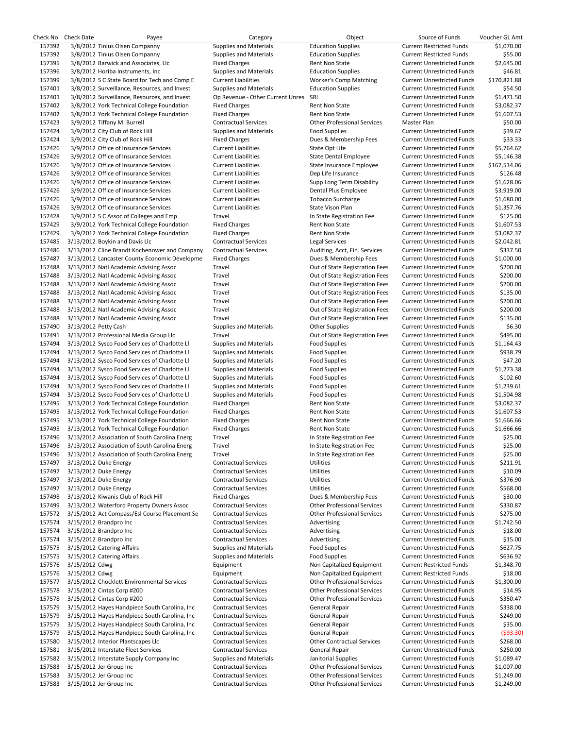| Check No | Check Date | Payee | Category | Object | Source of Funds | Voucher GL Amt |
|---|---|---|---|---|---|---|
| 157392 | 3/8/2012 | Tinius Olsen Companny | Supplies and Materials | Education Supplies | Current Restricted Funds | $1,070.00 |
| 157392 | 3/8/2012 | Tinius Olsen Companny | Supplies and Materials | Education Supplies | Current Restricted Funds | $55.00 |
| 157395 | 3/8/2012 | Barwick and Associates, Llc | Fixed Charges | Rent Non State | Current Unrestricted Funds | $2,645.00 |
| 157396 | 3/8/2012 | Horiba Instruments, Inc | Supplies and Materials | Education Supplies | Current Unrestricted Funds | $46.81 |
| 157399 | 3/8/2012 | S C State Board for Tech and Comp E | Current Liabilities | Worker's Comp Matching | Current Unrestricted Funds | $170,821.88 |
| 157401 | 3/8/2012 | Surveillance, Resources, and Invest | Supplies and Materials | Education Supplies | Current Unrestricted Funds | $54.50 |
| 157401 | 3/8/2012 | Surveillance, Resources, and Invest | Op Revenue - Other Current Unres | SRI | Current Unrestricted Funds | $1,471.50 |
| 157402 | 3/8/2012 | York Technical College Foundation | Fixed Charges | Rent Non State | Current Unrestricted Funds | $3,082.37 |
| 157402 | 3/8/2012 | York Technical College Foundation | Fixed Charges | Rent Non State | Current Unrestricted Funds | $1,607.53 |
| 157423 | 3/9/2012 | Tiffany M. Burrell | Contractual Services | Other Professional Services | Master Plan | $50.00 |
| 157424 | 3/9/2012 | City Club of Rock Hill | Supplies and Materials | Food Supplies | Current Unrestricted Funds | $39.67 |
| 157424 | 3/9/2012 | City Club of Rock Hill | Fixed Charges | Dues & Membership Fees | Current Unrestricted Funds | $33.33 |
| 157426 | 3/9/2012 | Office of Insurance Services | Current Liabilities | State Opt Life | Current Unrestricted Funds | $5,764.62 |
| 157426 | 3/9/2012 | Office of Insurance Services | Current Liabilities | State Dental Employee | Current Unrestricted Funds | $5,146.38 |
| 157426 | 3/9/2012 | Office of Insurance Services | Current Liabilities | State Insurance Employee | Current Unrestricted Funds | $167,534.06 |
| 157426 | 3/9/2012 | Office of Insurance Services | Current Liabilities | Dep Life Insurance | Current Unrestricted Funds | $126.48 |
| 157426 | 3/9/2012 | Office of Insurance Services | Current Liabilities | Supp Long Term Disability | Current Unrestricted Funds | $1,628.06 |
| 157426 | 3/9/2012 | Office of Insurance Services | Current Liabilities | Dental Plus Employee | Current Unrestricted Funds | $3,919.00 |
| 157426 | 3/9/2012 | Office of Insurance Services | Current Liabilities | Tobacco Surcharge | Current Unrestricted Funds | $1,680.00 |
| 157426 | 3/9/2012 | Office of Insurance Services | Current Liabilities | State Vison Plan | Current Unrestricted Funds | $1,357.76 |
| 157428 | 3/9/2012 | S C Assoc of Colleges and Emp | Travel | In State Registration Fee | Current Unrestricted Funds | $125.00 |
| 157429 | 3/9/2012 | York Technical College Foundation | Fixed Charges | Rent Non State | Current Unrestricted Funds | $1,607.53 |
| 157429 | 3/9/2012 | York Technical College Foundation | Fixed Charges | Rent Non State | Current Unrestricted Funds | $3,082.37 |
| 157485 | 3/13/2012 | Boykin and Davis Llc | Contractual Services | Legal Services | Current Unrestricted Funds | $2,042.81 |
| 157486 | 3/13/2012 | Cline Brandt Kochenower and Company | Contractual Services | Auditing, Acct, Fin. Services | Current Unrestricted Funds | $337.50 |
| 157487 | 3/13/2012 | Lancaster County Economic Developme | Fixed Charges | Dues & Membership Fees | Current Unrestricted Funds | $1,000.00 |
| 157488 | 3/13/2012 | Natl Academic Advising Assoc | Travel | Out of State Registration Fees | Current Unrestricted Funds | $200.00 |
| 157488 | 3/13/2012 | Natl Academic Advising Assoc | Travel | Out of State Registration Fees | Current Unrestricted Funds | $200.00 |
| 157488 | 3/13/2012 | Natl Academic Advising Assoc | Travel | Out of State Registration Fees | Current Unrestricted Funds | $200.00 |
| 157488 | 3/13/2012 | Natl Academic Advising Assoc | Travel | Out of State Registration Fees | Current Unrestricted Funds | $135.00 |
| 157488 | 3/13/2012 | Natl Academic Advising Assoc | Travel | Out of State Registration Fees | Current Unrestricted Funds | $200.00 |
| 157488 | 3/13/2012 | Natl Academic Advising Assoc | Travel | Out of State Registration Fees | Current Unrestricted Funds | $200.00 |
| 157488 | 3/13/2012 | Natl Academic Advising Assoc | Travel | Out of State Registration Fees | Current Unrestricted Funds | $135.00 |
| 157490 | 3/13/2012 | Petty Cash | Supplies and Materials | Other Supplies | Current Unrestricted Funds | $6.30 |
| 157491 | 3/13/2012 | Professional Media Group Llc | Travel | Out of State Registration Fees | Current Unrestricted Funds | $495.00 |
| 157494 | 3/13/2012 | Sysco Food Services of Charlotte Ll | Supplies and Materials | Food Supplies | Current Unrestricted Funds | $1,164.43 |
| 157494 | 3/13/2012 | Sysco Food Services of Charlotte Ll | Supplies and Materials | Food Supplies | Current Unrestricted Funds | $938.79 |
| 157494 | 3/13/2012 | Sysco Food Services of Charlotte Ll | Supplies and Materials | Food Supplies | Current Unrestricted Funds | $47.20 |
| 157494 | 3/13/2012 | Sysco Food Services of Charlotte Ll | Supplies and Materials | Food Supplies | Current Unrestricted Funds | $1,273.38 |
| 157494 | 3/13/2012 | Sysco Food Services of Charlotte Ll | Supplies and Materials | Food Supplies | Current Unrestricted Funds | $102.60 |
| 157494 | 3/13/2012 | Sysco Food Services of Charlotte Ll | Supplies and Materials | Food Supplies | Current Unrestricted Funds | $1,239.61 |
| 157494 | 3/13/2012 | Sysco Food Services of Charlotte Ll | Supplies and Materials | Food Supplies | Current Unrestricted Funds | $1,504.98 |
| 157495 | 3/13/2012 | York Technical College Foundation | Fixed Charges | Rent Non State | Current Unrestricted Funds | $3,082.37 |
| 157495 | 3/13/2012 | York Technical College Foundation | Fixed Charges | Rent Non State | Current Unrestricted Funds | $1,607.53 |
| 157495 | 3/13/2012 | York Technical College Foundation | Fixed Charges | Rent Non State | Current Unrestricted Funds | $1,666.66 |
| 157495 | 3/13/2012 | York Technical College Foundation | Fixed Charges | Rent Non State | Current Unrestricted Funds | $1,666.66 |
| 157496 | 3/13/2012 | Association of South Carolina Energ | Travel | In State Registration Fee | Current Unrestricted Funds | $25.00 |
| 157496 | 3/13/2012 | Association of South Carolina Energ | Travel | In State Registration Fee | Current Unrestricted Funds | $25.00 |
| 157496 | 3/13/2012 | Association of South Carolina Energ | Travel | In State Registration Fee | Current Unrestricted Funds | $25.00 |
| 157497 | 3/13/2012 | Duke Energy | Contractual Services | Utilities | Current Unrestricted Funds | $211.91 |
| 157497 | 3/13/2012 | Duke Energy | Contractual Services | Utilities | Current Unrestricted Funds | $10.09 |
| 157497 | 3/13/2012 | Duke Energy | Contractual Services | Utilities | Current Unrestricted Funds | $376.90 |
| 157497 | 3/13/2012 | Duke Energy | Contractual Services | Utilities | Current Unrestricted Funds | $568.00 |
| 157498 | 3/13/2012 | Kiwanis Club of Rock Hill | Fixed Charges | Dues & Membership Fees | Current Unrestricted Funds | $30.00 |
| 157499 | 3/13/2012 | Waterford Property Owners Assoc | Contractual Services | Other Professional Services | Current Unrestricted Funds | $330.87 |
| 157572 | 3/15/2012 | Act Compass/Esl Course Placement Se | Contractual Services | Other Professional Services | Current Unrestricted Funds | $275.00 |
| 157574 | 3/15/2012 | Brandpro Inc | Contractual Services | Advertising | Current Unrestricted Funds | $1,742.50 |
| 157574 | 3/15/2012 | Brandpro Inc | Contractual Services | Advertising | Current Unrestricted Funds | $18.00 |
| 157574 | 3/15/2012 | Brandpro Inc | Contractual Services | Advertising | Current Unrestricted Funds | $15.00 |
| 157575 | 3/15/2012 | Catering Affairs | Supplies and Materials | Food Supplies | Current Unrestricted Funds | $627.75 |
| 157575 | 3/15/2012 | Catering Affairs | Supplies and Materials | Food Supplies | Current Unrestricted Funds | $636.92 |
| 157576 | 3/15/2012 | Cdwg | Equipment | Non Capitalized Equipment | Current Restricted Funds | $1,348.70 |
| 157576 | 3/15/2012 | Cdwg | Equipment | Non Capitalized Equipment | Current Restricted Funds | $18.00 |
| 157577 | 3/15/2012 | Chocklett Environmental Services | Contractual Services | Other Professional Services | Current Unrestricted Funds | $1,300.00 |
| 157578 | 3/15/2012 | Cintas Corp #200 | Contractual Services | Other Professional Services | Current Unrestricted Funds | $14.95 |
| 157578 | 3/15/2012 | Cintas Corp #200 | Contractual Services | Other Professional Services | Current Unrestricted Funds | $350.47 |
| 157579 | 3/15/2012 | Hayes Handpiece South Carolina, Inc | Contractual Services | General Repair | Current Unrestricted Funds | $338.00 |
| 157579 | 3/15/2012 | Hayes Handpiece South Carolina, Inc | Contractual Services | General Repair | Current Unrestricted Funds | $249.00 |
| 157579 | 3/15/2012 | Hayes Handpiece South Carolina, Inc | Contractual Services | General Repair | Current Unrestricted Funds | $35.00 |
| 157579 | 3/15/2012 | Hayes Handpiece South Carolina, Inc | Contractual Services | General Repair | Current Unrestricted Funds | ($93.30) |
| 157580 | 3/15/2012 | Interior Plantscapes Llc | Contractual Services | Other Contractual Services | Current Unrestricted Funds | $268.00 |
| 157581 | 3/15/2012 | Interstate Fleet Services | Contractual Services | General Repair | Current Unrestricted Funds | $250.00 |
| 157582 | 3/15/2012 | Interstate Supply Company Inc | Supplies and Materials | Janitorial Supplies | Current Unrestricted Funds | $1,089.47 |
| 157583 | 3/15/2012 | Jer Group Inc | Contractual Services | Other Professional Services | Current Unrestricted Funds | $1,007.00 |
| 157583 | 3/15/2012 | Jer Group Inc | Contractual Services | Other Professional Services | Current Unrestricted Funds | $1,249.00 |
| 157583 | 3/15/2012 | Jer Group Inc | Contractual Services | Other Professional Services | Current Unrestricted Funds | $1,249.00 |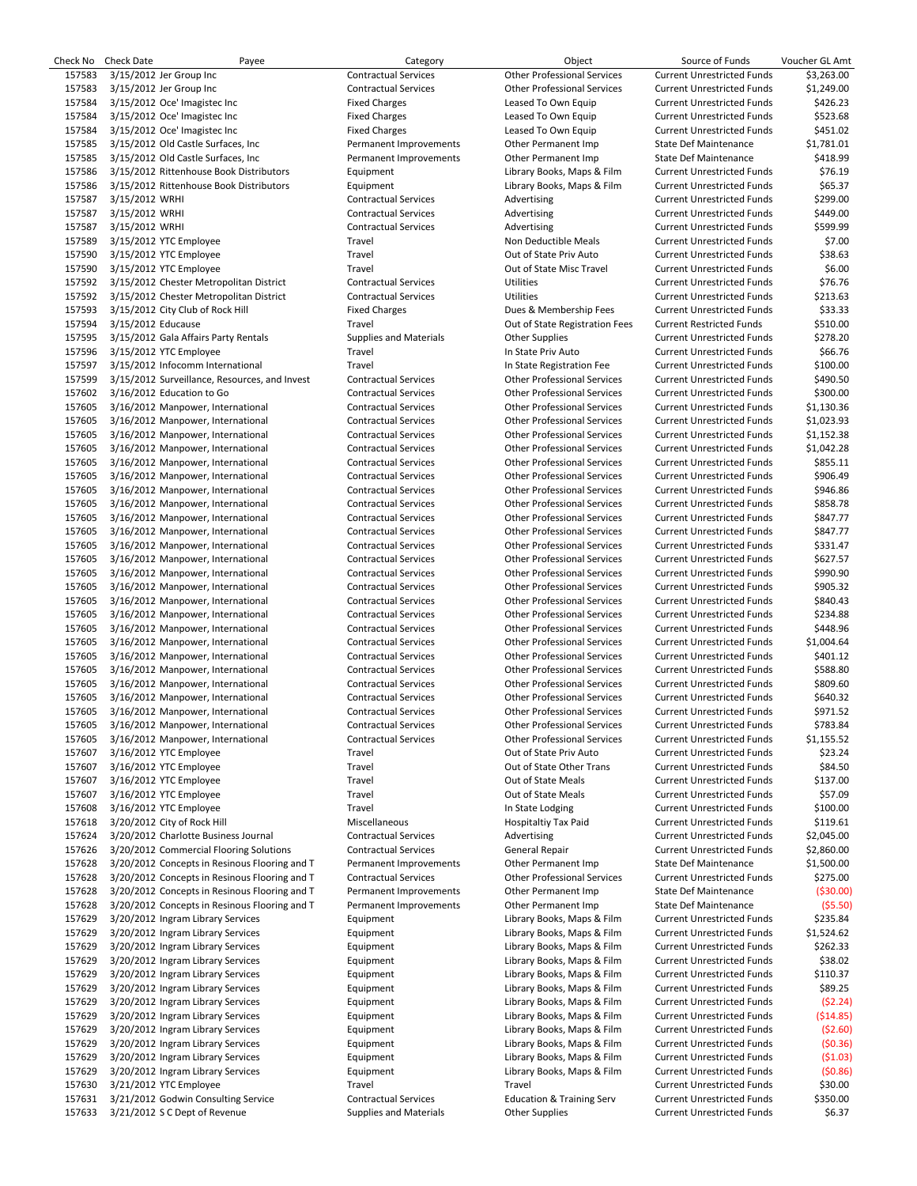| Check No | Check Date | Payee | Category | Object | Source of Funds | Voucher GL Amt |
|---|---|---|---|---|---|---|
| 157583 | 3/15/2012 | Jer Group Inc | Contractual Services | Other Professional Services | Current Unrestricted Funds | $3,263.00 |
| 157583 | 3/15/2012 | Jer Group Inc | Contractual Services | Other Professional Services | Current Unrestricted Funds | $1,249.00 |
| 157584 | 3/15/2012 | Oce' Imagistec Inc | Fixed Charges | Leased To Own Equip | Current Unrestricted Funds | $426.23 |
| 157584 | 3/15/2012 | Oce' Imagistec Inc | Fixed Charges | Leased To Own Equip | Current Unrestricted Funds | $523.68 |
| 157584 | 3/15/2012 | Oce' Imagistec Inc | Fixed Charges | Leased To Own Equip | Current Unrestricted Funds | $451.02 |
| 157585 | 3/15/2012 | Old Castle Surfaces, Inc | Permanent Improvements | Other Permanent Imp | State Def Maintenance | $1,781.01 |
| 157585 | 3/15/2012 | Old Castle Surfaces, Inc | Permanent Improvements | Other Permanent Imp | State Def Maintenance | $418.99 |
| 157586 | 3/15/2012 | Rittenhouse Book Distributors | Equipment | Library Books, Maps & Film | Current Unrestricted Funds | $76.19 |
| 157586 | 3/15/2012 | Rittenhouse Book Distributors | Equipment | Library Books, Maps & Film | Current Unrestricted Funds | $65.37 |
| 157587 | 3/15/2012 | WRHI | Contractual Services | Advertising | Current Unrestricted Funds | $299.00 |
| 157587 | 3/15/2012 | WRHI | Contractual Services | Advertising | Current Unrestricted Funds | $449.00 |
| 157587 | 3/15/2012 | WRHI | Contractual Services | Advertising | Current Unrestricted Funds | $599.99 |
| 157589 | 3/15/2012 | YTC Employee | Travel | Non Deductible Meals | Current Unrestricted Funds | $7.00 |
| 157590 | 3/15/2012 | YTC Employee | Travel | Out of State Priv Auto | Current Unrestricted Funds | $38.63 |
| 157590 | 3/15/2012 | YTC Employee | Travel | Out of State Misc Travel | Current Unrestricted Funds | $6.00 |
| 157592 | 3/15/2012 | Chester Metropolitan District | Contractual Services | Utilities | Current Unrestricted Funds | $76.76 |
| 157592 | 3/15/2012 | Chester Metropolitan District | Contractual Services | Utilities | Current Unrestricted Funds | $213.63 |
| 157593 | 3/15/2012 | City Club of Rock Hill | Fixed Charges | Dues & Membership Fees | Current Unrestricted Funds | $33.33 |
| 157594 | 3/15/2012 | Educause | Travel | Out of State Registration Fees | Current Restricted Funds | $510.00 |
| 157595 | 3/15/2012 | Gala Affairs Party Rentals | Supplies and Materials | Other Supplies | Current Unrestricted Funds | $278.20 |
| 157596 | 3/15/2012 | YTC Employee | Travel | In State Priv Auto | Current Unrestricted Funds | $66.76 |
| 157597 | 3/15/2012 | Infocomm International | Travel | In State Registration Fee | Current Unrestricted Funds | $100.00 |
| 157599 | 3/15/2012 | Surveillance, Resources, and Invest | Contractual Services | Other Professional Services | Current Unrestricted Funds | $490.50 |
| 157602 | 3/16/2012 | Education to Go | Contractual Services | Other Professional Services | Current Unrestricted Funds | $300.00 |
| 157605 | 3/16/2012 | Manpower, International | Contractual Services | Other Professional Services | Current Unrestricted Funds | $1,130.36 |
| 157605 | 3/16/2012 | Manpower, International | Contractual Services | Other Professional Services | Current Unrestricted Funds | $1,023.93 |
| 157605 | 3/16/2012 | Manpower, International | Contractual Services | Other Professional Services | Current Unrestricted Funds | $1,152.38 |
| 157605 | 3/16/2012 | Manpower, International | Contractual Services | Other Professional Services | Current Unrestricted Funds | $1,042.28 |
| 157605 | 3/16/2012 | Manpower, International | Contractual Services | Other Professional Services | Current Unrestricted Funds | $855.11 |
| 157605 | 3/16/2012 | Manpower, International | Contractual Services | Other Professional Services | Current Unrestricted Funds | $906.49 |
| 157605 | 3/16/2012 | Manpower, International | Contractual Services | Other Professional Services | Current Unrestricted Funds | $946.86 |
| 157605 | 3/16/2012 | Manpower, International | Contractual Services | Other Professional Services | Current Unrestricted Funds | $858.78 |
| 157605 | 3/16/2012 | Manpower, International | Contractual Services | Other Professional Services | Current Unrestricted Funds | $847.77 |
| 157605 | 3/16/2012 | Manpower, International | Contractual Services | Other Professional Services | Current Unrestricted Funds | $847.77 |
| 157605 | 3/16/2012 | Manpower, International | Contractual Services | Other Professional Services | Current Unrestricted Funds | $331.47 |
| 157605 | 3/16/2012 | Manpower, International | Contractual Services | Other Professional Services | Current Unrestricted Funds | $627.57 |
| 157605 | 3/16/2012 | Manpower, International | Contractual Services | Other Professional Services | Current Unrestricted Funds | $990.90 |
| 157605 | 3/16/2012 | Manpower, International | Contractual Services | Other Professional Services | Current Unrestricted Funds | $905.32 |
| 157605 | 3/16/2012 | Manpower, International | Contractual Services | Other Professional Services | Current Unrestricted Funds | $840.43 |
| 157605 | 3/16/2012 | Manpower, International | Contractual Services | Other Professional Services | Current Unrestricted Funds | $234.88 |
| 157605 | 3/16/2012 | Manpower, International | Contractual Services | Other Professional Services | Current Unrestricted Funds | $448.96 |
| 157605 | 3/16/2012 | Manpower, International | Contractual Services | Other Professional Services | Current Unrestricted Funds | $1,004.64 |
| 157605 | 3/16/2012 | Manpower, International | Contractual Services | Other Professional Services | Current Unrestricted Funds | $401.12 |
| 157605 | 3/16/2012 | Manpower, International | Contractual Services | Other Professional Services | Current Unrestricted Funds | $588.80 |
| 157605 | 3/16/2012 | Manpower, International | Contractual Services | Other Professional Services | Current Unrestricted Funds | $809.60 |
| 157605 | 3/16/2012 | Manpower, International | Contractual Services | Other Professional Services | Current Unrestricted Funds | $640.32 |
| 157605 | 3/16/2012 | Manpower, International | Contractual Services | Other Professional Services | Current Unrestricted Funds | $971.52 |
| 157605 | 3/16/2012 | Manpower, International | Contractual Services | Other Professional Services | Current Unrestricted Funds | $783.84 |
| 157605 | 3/16/2012 | Manpower, International | Contractual Services | Other Professional Services | Current Unrestricted Funds | $1,155.52 |
| 157607 | 3/16/2012 | YTC Employee | Travel | Out of State Priv Auto | Current Unrestricted Funds | $23.24 |
| 157607 | 3/16/2012 | YTC Employee | Travel | Out of State Other Trans | Current Unrestricted Funds | $84.50 |
| 157607 | 3/16/2012 | YTC Employee | Travel | Out of State Meals | Current Unrestricted Funds | $137.00 |
| 157607 | 3/16/2012 | YTC Employee | Travel | Out of State Meals | Current Unrestricted Funds | $57.09 |
| 157608 | 3/16/2012 | YTC Employee | Travel | In State Lodging | Current Unrestricted Funds | $100.00 |
| 157618 | 3/20/2012 | City of Rock Hill | Miscellaneous | Hospitaltiy Tax Paid | Current Unrestricted Funds | $119.61 |
| 157624 | 3/20/2012 | Charlotte Business Journal | Contractual Services | Advertising | Current Unrestricted Funds | $2,045.00 |
| 157626 | 3/20/2012 | Commercial Flooring Solutions | Contractual Services | General Repair | Current Unrestricted Funds | $2,860.00 |
| 157628 | 3/20/2012 | Concepts in Resinous Flooring and T | Permanent Improvements | Other Permanent Imp | State Def Maintenance | $1,500.00 |
| 157628 | 3/20/2012 | Concepts in Resinous Flooring and T | Contractual Services | Other Professional Services | Current Unrestricted Funds | $275.00 |
| 157628 | 3/20/2012 | Concepts in Resinous Flooring and T | Permanent Improvements | Other Permanent Imp | State Def Maintenance | ($30.00) |
| 157628 | 3/20/2012 | Concepts in Resinous Flooring and T | Permanent Improvements | Other Permanent Imp | State Def Maintenance | ($5.50) |
| 157629 | 3/20/2012 | Ingram Library Services | Equipment | Library Books, Maps & Film | Current Unrestricted Funds | $235.84 |
| 157629 | 3/20/2012 | Ingram Library Services | Equipment | Library Books, Maps & Film | Current Unrestricted Funds | $1,524.62 |
| 157629 | 3/20/2012 | Ingram Library Services | Equipment | Library Books, Maps & Film | Current Unrestricted Funds | $262.33 |
| 157629 | 3/20/2012 | Ingram Library Services | Equipment | Library Books, Maps & Film | Current Unrestricted Funds | $38.02 |
| 157629 | 3/20/2012 | Ingram Library Services | Equipment | Library Books, Maps & Film | Current Unrestricted Funds | $110.37 |
| 157629 | 3/20/2012 | Ingram Library Services | Equipment | Library Books, Maps & Film | Current Unrestricted Funds | $89.25 |
| 157629 | 3/20/2012 | Ingram Library Services | Equipment | Library Books, Maps & Film | Current Unrestricted Funds | ($2.24) |
| 157629 | 3/20/2012 | Ingram Library Services | Equipment | Library Books, Maps & Film | Current Unrestricted Funds | ($14.85) |
| 157629 | 3/20/2012 | Ingram Library Services | Equipment | Library Books, Maps & Film | Current Unrestricted Funds | ($2.60) |
| 157629 | 3/20/2012 | Ingram Library Services | Equipment | Library Books, Maps & Film | Current Unrestricted Funds | ($0.36) |
| 157629 | 3/20/2012 | Ingram Library Services | Equipment | Library Books, Maps & Film | Current Unrestricted Funds | ($1.03) |
| 157629 | 3/20/2012 | Ingram Library Services | Equipment | Library Books, Maps & Film | Current Unrestricted Funds | ($0.86) |
| 157630 | 3/21/2012 | YTC Employee | Travel | Travel | Current Unrestricted Funds | $30.00 |
| 157631 | 3/21/2012 | Godwin Consulting Service | Contractual Services | Education & Training Serv | Current Unrestricted Funds | $350.00 |
| 157633 | 3/21/2012 | S C Dept of Revenue | Supplies and Materials | Other Supplies | Current Unrestricted Funds | $6.37 |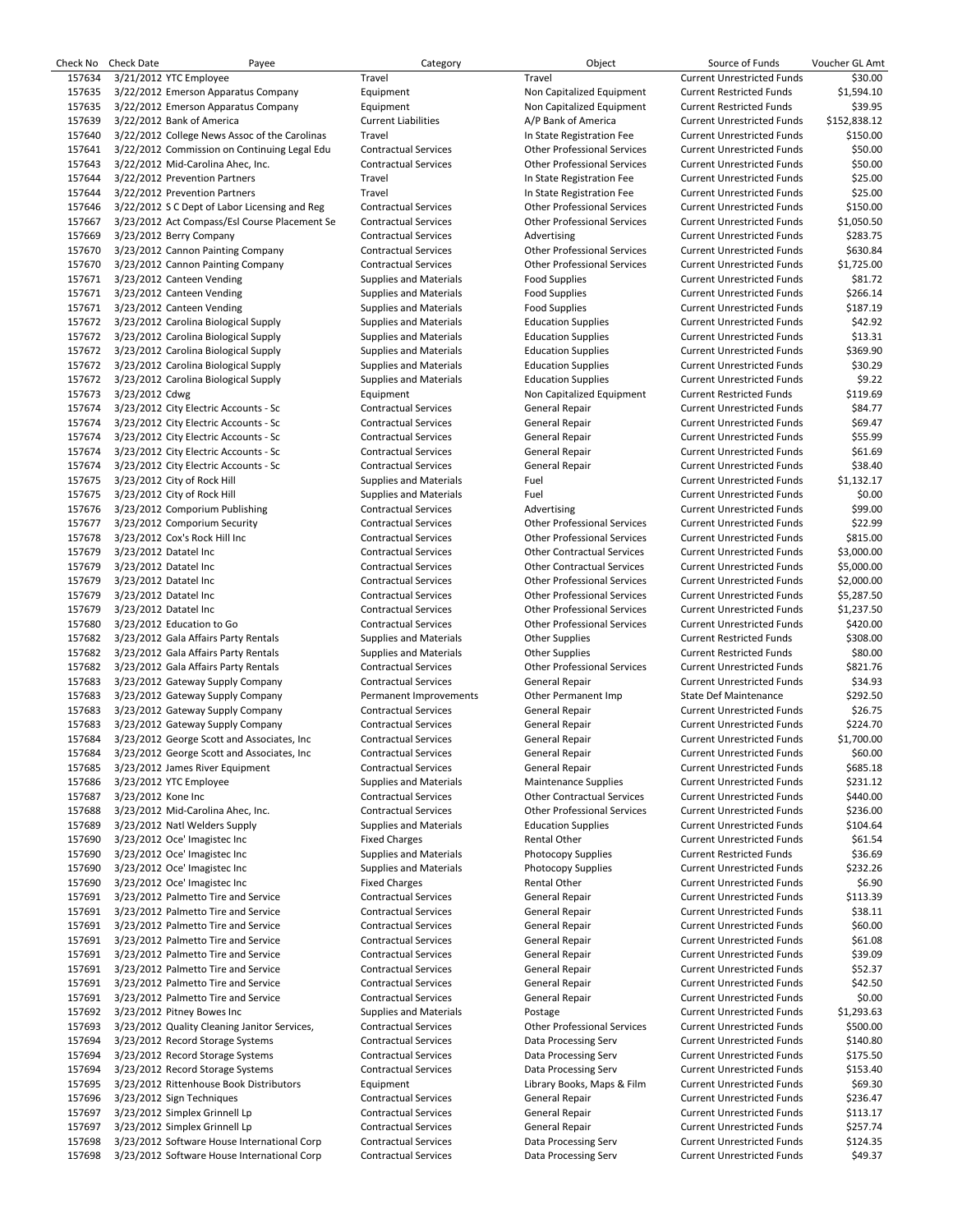| Check No | Check Date | Payee | Category | Object | Source of Funds | Voucher GL Amt |
|---|---|---|---|---|---|---|
| 157634 | 3/21/2012 | YTC Employee | Travel | Travel | Current Unrestricted Funds | $30.00 |
| 157635 | 3/22/2012 | Emerson Apparatus Company | Equipment | Non Capitalized Equipment | Current Restricted Funds | $1,594.10 |
| 157635 | 3/22/2012 | Emerson Apparatus Company | Equipment | Non Capitalized Equipment | Current Restricted Funds | $39.95 |
| 157639 | 3/22/2012 | Bank of America | Current Liabilities | A/P Bank of America | Current Unrestricted Funds | $152,838.12 |
| 157640 | 3/22/2012 | College News Assoc of the Carolinas | Travel | In State Registration Fee | Current Unrestricted Funds | $150.00 |
| 157641 | 3/22/2012 | Commission on Continuing Legal Edu | Contractual Services | Other Professional Services | Current Unrestricted Funds | $50.00 |
| 157643 | 3/22/2012 | Mid-Carolina Ahec, Inc. | Contractual Services | Other Professional Services | Current Unrestricted Funds | $50.00 |
| 157644 | 3/22/2012 | Prevention Partners | Travel | In State Registration Fee | Current Unrestricted Funds | $25.00 |
| 157644 | 3/22/2012 | Prevention Partners | Travel | In State Registration Fee | Current Unrestricted Funds | $25.00 |
| 157646 | 3/22/2012 | S C Dept of Labor Licensing and Reg | Contractual Services | Other Professional Services | Current Unrestricted Funds | $150.00 |
| 157667 | 3/23/2012 | Act Compass/Esl Course Placement Se | Contractual Services | Other Professional Services | Current Unrestricted Funds | $1,050.50 |
| 157669 | 3/23/2012 | Berry Company | Contractual Services | Advertising | Current Unrestricted Funds | $283.75 |
| 157670 | 3/23/2012 | Cannon Painting Company | Contractual Services | Other Professional Services | Current Unrestricted Funds | $630.84 |
| 157670 | 3/23/2012 | Cannon Painting Company | Contractual Services | Other Professional Services | Current Unrestricted Funds | $1,725.00 |
| 157671 | 3/23/2012 | Canteen Vending | Supplies and Materials | Food Supplies | Current Unrestricted Funds | $81.72 |
| 157671 | 3/23/2012 | Canteen Vending | Supplies and Materials | Food Supplies | Current Unrestricted Funds | $266.14 |
| 157671 | 3/23/2012 | Canteen Vending | Supplies and Materials | Food Supplies | Current Unrestricted Funds | $187.19 |
| 157672 | 3/23/2012 | Carolina Biological Supply | Supplies and Materials | Education Supplies | Current Unrestricted Funds | $42.92 |
| 157672 | 3/23/2012 | Carolina Biological Supply | Supplies and Materials | Education Supplies | Current Unrestricted Funds | $13.31 |
| 157672 | 3/23/2012 | Carolina Biological Supply | Supplies and Materials | Education Supplies | Current Unrestricted Funds | $369.90 |
| 157672 | 3/23/2012 | Carolina Biological Supply | Supplies and Materials | Education Supplies | Current Unrestricted Funds | $30.29 |
| 157672 | 3/23/2012 | Carolina Biological Supply | Supplies and Materials | Education Supplies | Current Unrestricted Funds | $9.22 |
| 157673 | 3/23/2012 | Cdwg | Equipment | Non Capitalized Equipment | Current Restricted Funds | $119.69 |
| 157674 | 3/23/2012 | City Electric Accounts - Sc | Contractual Services | General Repair | Current Unrestricted Funds | $84.77 |
| 157674 | 3/23/2012 | City Electric Accounts - Sc | Contractual Services | General Repair | Current Unrestricted Funds | $69.47 |
| 157674 | 3/23/2012 | City Electric Accounts - Sc | Contractual Services | General Repair | Current Unrestricted Funds | $55.99 |
| 157674 | 3/23/2012 | City Electric Accounts - Sc | Contractual Services | General Repair | Current Unrestricted Funds | $61.69 |
| 157674 | 3/23/2012 | City Electric Accounts - Sc | Contractual Services | General Repair | Current Unrestricted Funds | $38.40 |
| 157675 | 3/23/2012 | City of Rock Hill | Supplies and Materials | Fuel | Current Unrestricted Funds | $1,132.17 |
| 157675 | 3/23/2012 | City of Rock Hill | Supplies and Materials | Fuel | Current Unrestricted Funds | $0.00 |
| 157676 | 3/23/2012 | Comporium Publishing | Contractual Services | Advertising | Current Unrestricted Funds | $99.00 |
| 157677 | 3/23/2012 | Comporium Security | Contractual Services | Other Professional Services | Current Unrestricted Funds | $22.99 |
| 157678 | 3/23/2012 | Cox's Rock Hill Inc | Contractual Services | Other Professional Services | Current Unrestricted Funds | $815.00 |
| 157679 | 3/23/2012 | Datatel Inc | Contractual Services | Other Contractual Services | Current Unrestricted Funds | $3,000.00 |
| 157679 | 3/23/2012 | Datatel Inc | Contractual Services | Other Contractual Services | Current Unrestricted Funds | $5,000.00 |
| 157679 | 3/23/2012 | Datatel Inc | Contractual Services | Other Professional Services | Current Unrestricted Funds | $2,000.00 |
| 157679 | 3/23/2012 | Datatel Inc | Contractual Services | Other Professional Services | Current Unrestricted Funds | $5,287.50 |
| 157679 | 3/23/2012 | Datatel Inc | Contractual Services | Other Professional Services | Current Unrestricted Funds | $1,237.50 |
| 157680 | 3/23/2012 | Education to Go | Contractual Services | Other Professional Services | Current Unrestricted Funds | $420.00 |
| 157682 | 3/23/2012 | Gala Affairs Party Rentals | Supplies and Materials | Other Supplies | Current Restricted Funds | $308.00 |
| 157682 | 3/23/2012 | Gala Affairs Party Rentals | Supplies and Materials | Other Supplies | Current Restricted Funds | $80.00 |
| 157682 | 3/23/2012 | Gala Affairs Party Rentals | Contractual Services | Other Professional Services | Current Unrestricted Funds | $821.76 |
| 157683 | 3/23/2012 | Gateway Supply Company | Contractual Services | General Repair | Current Unrestricted Funds | $34.93 |
| 157683 | 3/23/2012 | Gateway Supply Company | Permanent Improvements | Other Permanent Imp | State Def Maintenance | $292.50 |
| 157683 | 3/23/2012 | Gateway Supply Company | Contractual Services | General Repair | Current Unrestricted Funds | $26.75 |
| 157683 | 3/23/2012 | Gateway Supply Company | Contractual Services | General Repair | Current Unrestricted Funds | $224.70 |
| 157684 | 3/23/2012 | George Scott and Associates, Inc | Contractual Services | General Repair | Current Unrestricted Funds | $1,700.00 |
| 157684 | 3/23/2012 | George Scott and Associates, Inc | Contractual Services | General Repair | Current Unrestricted Funds | $60.00 |
| 157685 | 3/23/2012 | James River Equipment | Contractual Services | General Repair | Current Unrestricted Funds | $685.18 |
| 157686 | 3/23/2012 | YTC Employee | Supplies and Materials | Maintenance Supplies | Current Unrestricted Funds | $231.12 |
| 157687 | 3/23/2012 | Kone Inc | Contractual Services | Other Contractual Services | Current Unrestricted Funds | $440.00 |
| 157688 | 3/23/2012 | Mid-Carolina Ahec, Inc. | Contractual Services | Other Professional Services | Current Unrestricted Funds | $236.00 |
| 157689 | 3/23/2012 | Natl Welders Supply | Supplies and Materials | Education Supplies | Current Unrestricted Funds | $104.64 |
| 157690 | 3/23/2012 | Oce' Imagistec Inc | Fixed Charges | Rental Other | Current Unrestricted Funds | $61.54 |
| 157690 | 3/23/2012 | Oce' Imagistec Inc | Supplies and Materials | Photocopy Supplies | Current Restricted Funds | $36.69 |
| 157690 | 3/23/2012 | Oce' Imagistec Inc | Supplies and Materials | Photocopy Supplies | Current Unrestricted Funds | $232.26 |
| 157690 | 3/23/2012 | Oce' Imagistec Inc | Fixed Charges | Rental Other | Current Unrestricted Funds | $6.90 |
| 157691 | 3/23/2012 | Palmetto Tire and Service | Contractual Services | General Repair | Current Unrestricted Funds | $113.39 |
| 157691 | 3/23/2012 | Palmetto Tire and Service | Contractual Services | General Repair | Current Unrestricted Funds | $38.11 |
| 157691 | 3/23/2012 | Palmetto Tire and Service | Contractual Services | General Repair | Current Unrestricted Funds | $60.00 |
| 157691 | 3/23/2012 | Palmetto Tire and Service | Contractual Services | General Repair | Current Unrestricted Funds | $61.08 |
| 157691 | 3/23/2012 | Palmetto Tire and Service | Contractual Services | General Repair | Current Unrestricted Funds | $39.09 |
| 157691 | 3/23/2012 | Palmetto Tire and Service | Contractual Services | General Repair | Current Unrestricted Funds | $52.37 |
| 157691 | 3/23/2012 | Palmetto Tire and Service | Contractual Services | General Repair | Current Unrestricted Funds | $42.50 |
| 157691 | 3/23/2012 | Palmetto Tire and Service | Contractual Services | General Repair | Current Unrestricted Funds | $0.00 |
| 157692 | 3/23/2012 | Pitney Bowes Inc | Supplies and Materials | Postage | Current Unrestricted Funds | $1,293.63 |
| 157693 | 3/23/2012 | Quality Cleaning Janitor Services, | Contractual Services | Other Professional Services | Current Unrestricted Funds | $500.00 |
| 157694 | 3/23/2012 | Record Storage Systems | Contractual Services | Data Processing Serv | Current Unrestricted Funds | $140.80 |
| 157694 | 3/23/2012 | Record Storage Systems | Contractual Services | Data Processing Serv | Current Unrestricted Funds | $175.50 |
| 157694 | 3/23/2012 | Record Storage Systems | Contractual Services | Data Processing Serv | Current Unrestricted Funds | $153.40 |
| 157695 | 3/23/2012 | Rittenhouse Book Distributors | Equipment | Library Books, Maps & Film | Current Unrestricted Funds | $69.30 |
| 157696 | 3/23/2012 | Sign Techniques | Contractual Services | General Repair | Current Unrestricted Funds | $236.47 |
| 157697 | 3/23/2012 | Simplex Grinnell Lp | Contractual Services | General Repair | Current Unrestricted Funds | $113.17 |
| 157697 | 3/23/2012 | Simplex Grinnell Lp | Contractual Services | General Repair | Current Unrestricted Funds | $257.74 |
| 157698 | 3/23/2012 | Software House International Corp | Contractual Services | Data Processing Serv | Current Unrestricted Funds | $124.35 |
| 157698 | 3/23/2012 | Software House International Corp | Contractual Services | Data Processing Serv | Current Unrestricted Funds | $49.37 |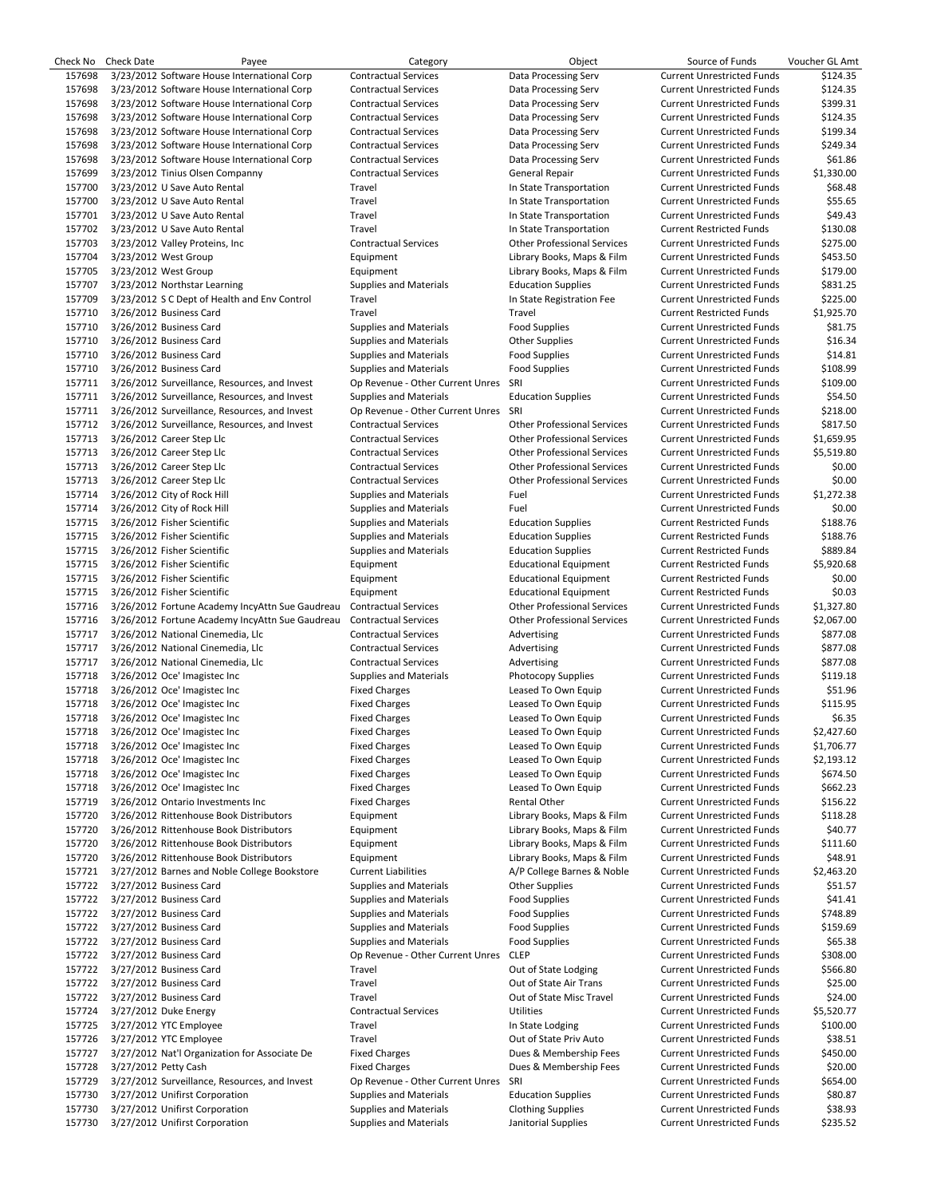| Check No | Check Date | Payee | Category | Object | Source of Funds | Voucher GL Amt |
|---|---|---|---|---|---|---|
| 157698 | 3/23/2012 | Software House International Corp | Contractual Services | Data Processing Serv | Current Unrestricted Funds | $124.35 |
| 157698 | 3/23/2012 | Software House International Corp | Contractual Services | Data Processing Serv | Current Unrestricted Funds | $124.35 |
| 157698 | 3/23/2012 | Software House International Corp | Contractual Services | Data Processing Serv | Current Unrestricted Funds | $399.31 |
| 157698 | 3/23/2012 | Software House International Corp | Contractual Services | Data Processing Serv | Current Unrestricted Funds | $124.35 |
| 157698 | 3/23/2012 | Software House International Corp | Contractual Services | Data Processing Serv | Current Unrestricted Funds | $199.34 |
| 157698 | 3/23/2012 | Software House International Corp | Contractual Services | Data Processing Serv | Current Unrestricted Funds | $249.34 |
| 157698 | 3/23/2012 | Software House International Corp | Contractual Services | Data Processing Serv | Current Unrestricted Funds | $61.86 |
| 157699 | 3/23/2012 | Tinius Olsen Compannny | Contractual Services | General Repair | Current Unrestricted Funds | $1,330.00 |
| 157700 | 3/23/2012 | U Save Auto Rental | Travel | In State Transportation | Current Unrestricted Funds | $68.48 |
| 157700 | 3/23/2012 | U Save Auto Rental | Travel | In State Transportation | Current Unrestricted Funds | $55.65 |
| 157701 | 3/23/2012 | U Save Auto Rental | Travel | In State Transportation | Current Unrestricted Funds | $49.43 |
| 157702 | 3/23/2012 | U Save Auto Rental | Travel | In State Transportation | Current Restricted Funds | $130.08 |
| 157703 | 3/23/2012 | Valley Proteins, Inc | Contractual Services | Other Professional Services | Current Unrestricted Funds | $275.00 |
| 157704 | 3/23/2012 | West Group | Equipment | Library Books, Maps & Film | Current Unrestricted Funds | $453.50 |
| 157705 | 3/23/2012 | West Group | Equipment | Library Books, Maps & Film | Current Unrestricted Funds | $179.00 |
| 157707 | 3/23/2012 | Northstar Learning | Supplies and Materials | Education Supplies | Current Unrestricted Funds | $831.25 |
| 157709 | 3/23/2012 | S C Dept of Health and Env Control | Travel | In State Registration Fee | Current Unrestricted Funds | $225.00 |
| 157710 | 3/26/2012 | Business Card | Travel | Travel | Current Restricted Funds | $1,925.70 |
| 157710 | 3/26/2012 | Business Card | Supplies and Materials | Food Supplies | Current Unrestricted Funds | $81.75 |
| 157710 | 3/26/2012 | Business Card | Supplies and Materials | Other Supplies | Current Unrestricted Funds | $16.34 |
| 157710 | 3/26/2012 | Business Card | Supplies and Materials | Food Supplies | Current Unrestricted Funds | $14.81 |
| 157710 | 3/26/2012 | Business Card | Supplies and Materials | Food Supplies | Current Unrestricted Funds | $108.99 |
| 157711 | 3/26/2012 | Surveillance, Resources, and Invest | Op Revenue - Other Current Unres | SRI | Current Unrestricted Funds | $109.00 |
| 157711 | 3/26/2012 | Surveillance, Resources, and Invest | Supplies and Materials | Education Supplies | Current Unrestricted Funds | $54.50 |
| 157711 | 3/26/2012 | Surveillance, Resources, and Invest | Op Revenue - Other Current Unres | SRI | Current Unrestricted Funds | $218.00 |
| 157712 | 3/26/2012 | Surveillance, Resources, and Invest | Contractual Services | Other Professional Services | Current Unrestricted Funds | $817.50 |
| 157713 | 3/26/2012 | Career Step Llc | Contractual Services | Other Professional Services | Current Unrestricted Funds | $1,659.95 |
| 157713 | 3/26/2012 | Career Step Llc | Contractual Services | Other Professional Services | Current Unrestricted Funds | $5,519.80 |
| 157713 | 3/26/2012 | Career Step Llc | Contractual Services | Other Professional Services | Current Unrestricted Funds | $0.00 |
| 157713 | 3/26/2012 | Career Step Llc | Contractual Services | Other Professional Services | Current Unrestricted Funds | $0.00 |
| 157714 | 3/26/2012 | City of Rock Hill | Supplies and Materials | Fuel | Current Unrestricted Funds | $1,272.38 |
| 157714 | 3/26/2012 | City of Rock Hill | Supplies and Materials | Fuel | Current Unrestricted Funds | $0.00 |
| 157715 | 3/26/2012 | Fisher Scientific | Supplies and Materials | Education Supplies | Current Restricted Funds | $188.76 |
| 157715 | 3/26/2012 | Fisher Scientific | Supplies and Materials | Education Supplies | Current Restricted Funds | $188.76 |
| 157715 | 3/26/2012 | Fisher Scientific | Supplies and Materials | Education Supplies | Current Restricted Funds | $889.84 |
| 157715 | 3/26/2012 | Fisher Scientific | Equipment | Educational Equipment | Current Restricted Funds | $5,920.68 |
| 157715 | 3/26/2012 | Fisher Scientific | Equipment | Educational Equipment | Current Restricted Funds | $0.00 |
| 157715 | 3/26/2012 | Fisher Scientific | Equipment | Educational Equipment | Current Restricted Funds | $0.03 |
| 157716 | 3/26/2012 | Fortune Academy IncyAttn Sue Gaudreau | Contractual Services | Other Professional Services | Current Unrestricted Funds | $1,327.80 |
| 157716 | 3/26/2012 | Fortune Academy IncyAttn Sue Gaudreau | Contractual Services | Other Professional Services | Current Unrestricted Funds | $2,067.00 |
| 157717 | 3/26/2012 | National Cinemedia, Llc | Contractual Services | Advertising | Current Unrestricted Funds | $877.08 |
| 157717 | 3/26/2012 | National Cinemedia, Llc | Contractual Services | Advertising | Current Unrestricted Funds | $877.08 |
| 157717 | 3/26/2012 | National Cinemedia, Llc | Contractual Services | Advertising | Current Unrestricted Funds | $877.08 |
| 157718 | 3/26/2012 | Oce' Imagistec Inc | Supplies and Materials | Photocopy Supplies | Current Unrestricted Funds | $119.18 |
| 157718 | 3/26/2012 | Oce' Imagistec Inc | Fixed Charges | Leased To Own Equip | Current Unrestricted Funds | $51.96 |
| 157718 | 3/26/2012 | Oce' Imagistec Inc | Fixed Charges | Leased To Own Equip | Current Unrestricted Funds | $115.95 |
| 157718 | 3/26/2012 | Oce' Imagistec Inc | Fixed Charges | Leased To Own Equip | Current Unrestricted Funds | $6.35 |
| 157718 | 3/26/2012 | Oce' Imagistec Inc | Fixed Charges | Leased To Own Equip | Current Unrestricted Funds | $2,427.60 |
| 157718 | 3/26/2012 | Oce' Imagistec Inc | Fixed Charges | Leased To Own Equip | Current Unrestricted Funds | $1,706.77 |
| 157718 | 3/26/2012 | Oce' Imagistec Inc | Fixed Charges | Leased To Own Equip | Current Unrestricted Funds | $2,193.12 |
| 157718 | 3/26/2012 | Oce' Imagistec Inc | Fixed Charges | Leased To Own Equip | Current Unrestricted Funds | $674.50 |
| 157718 | 3/26/2012 | Oce' Imagistec Inc | Fixed Charges | Leased To Own Equip | Current Unrestricted Funds | $662.23 |
| 157719 | 3/26/2012 | Ontario Investments Inc | Fixed Charges | Rental Other | Current Unrestricted Funds | $156.22 |
| 157720 | 3/26/2012 | Rittenhouse Book Distributors | Equipment | Library Books, Maps & Film | Current Unrestricted Funds | $118.28 |
| 157720 | 3/26/2012 | Rittenhouse Book Distributors | Equipment | Library Books, Maps & Film | Current Unrestricted Funds | $40.77 |
| 157720 | 3/26/2012 | Rittenhouse Book Distributors | Equipment | Library Books, Maps & Film | Current Unrestricted Funds | $111.60 |
| 157720 | 3/26/2012 | Rittenhouse Book Distributors | Equipment | Library Books, Maps & Film | Current Unrestricted Funds | $48.91 |
| 157721 | 3/27/2012 | Barnes and Noble College Bookstore | Current Liabilities | A/P College Barnes & Noble | Current Unrestricted Funds | $2,463.20 |
| 157722 | 3/27/2012 | Business Card | Supplies and Materials | Other Supplies | Current Unrestricted Funds | $51.57 |
| 157722 | 3/27/2012 | Business Card | Supplies and Materials | Food Supplies | Current Unrestricted Funds | $41.41 |
| 157722 | 3/27/2012 | Business Card | Supplies and Materials | Food Supplies | Current Unrestricted Funds | $748.89 |
| 157722 | 3/27/2012 | Business Card | Supplies and Materials | Food Supplies | Current Unrestricted Funds | $159.69 |
| 157722 | 3/27/2012 | Business Card | Supplies and Materials | Food Supplies | Current Unrestricted Funds | $65.38 |
| 157722 | 3/27/2012 | Business Card | Op Revenue - Other Current Unres | CLEP | Current Unrestricted Funds | $308.00 |
| 157722 | 3/27/2012 | Business Card | Travel | Out of State Lodging | Current Unrestricted Funds | $566.80 |
| 157722 | 3/27/2012 | Business Card | Travel | Out of State Air Trans | Current Unrestricted Funds | $25.00 |
| 157722 | 3/27/2012 | Business Card | Travel | Out of State Misc Travel | Current Unrestricted Funds | $24.00 |
| 157724 | 3/27/2012 | Duke Energy | Contractual Services | Utilities | Current Unrestricted Funds | $5,520.77 |
| 157725 | 3/27/2012 | YTC Employee | Travel | In State Lodging | Current Unrestricted Funds | $100.00 |
| 157726 | 3/27/2012 | YTC Employee | Travel | Out of State Priv Auto | Current Unrestricted Funds | $38.51 |
| 157727 | 3/27/2012 | Nat'l Organization for Associate De | Fixed Charges | Dues & Membership Fees | Current Unrestricted Funds | $450.00 |
| 157728 | 3/27/2012 | Petty Cash | Fixed Charges | Dues & Membership Fees | Current Unrestricted Funds | $20.00 |
| 157729 | 3/27/2012 | Surveillance, Resources, and Invest | Op Revenue - Other Current Unres | SRI | Current Unrestricted Funds | $654.00 |
| 157730 | 3/27/2012 | Unifirst Corporation | Supplies and Materials | Education Supplies | Current Unrestricted Funds | $80.87 |
| 157730 | 3/27/2012 | Unifirst Corporation | Supplies and Materials | Clothing Supplies | Current Unrestricted Funds | $38.93 |
| 157730 | 3/27/2012 | Unifirst Corporation | Supplies and Materials | Janitorial Supplies | Current Unrestricted Funds | $235.52 |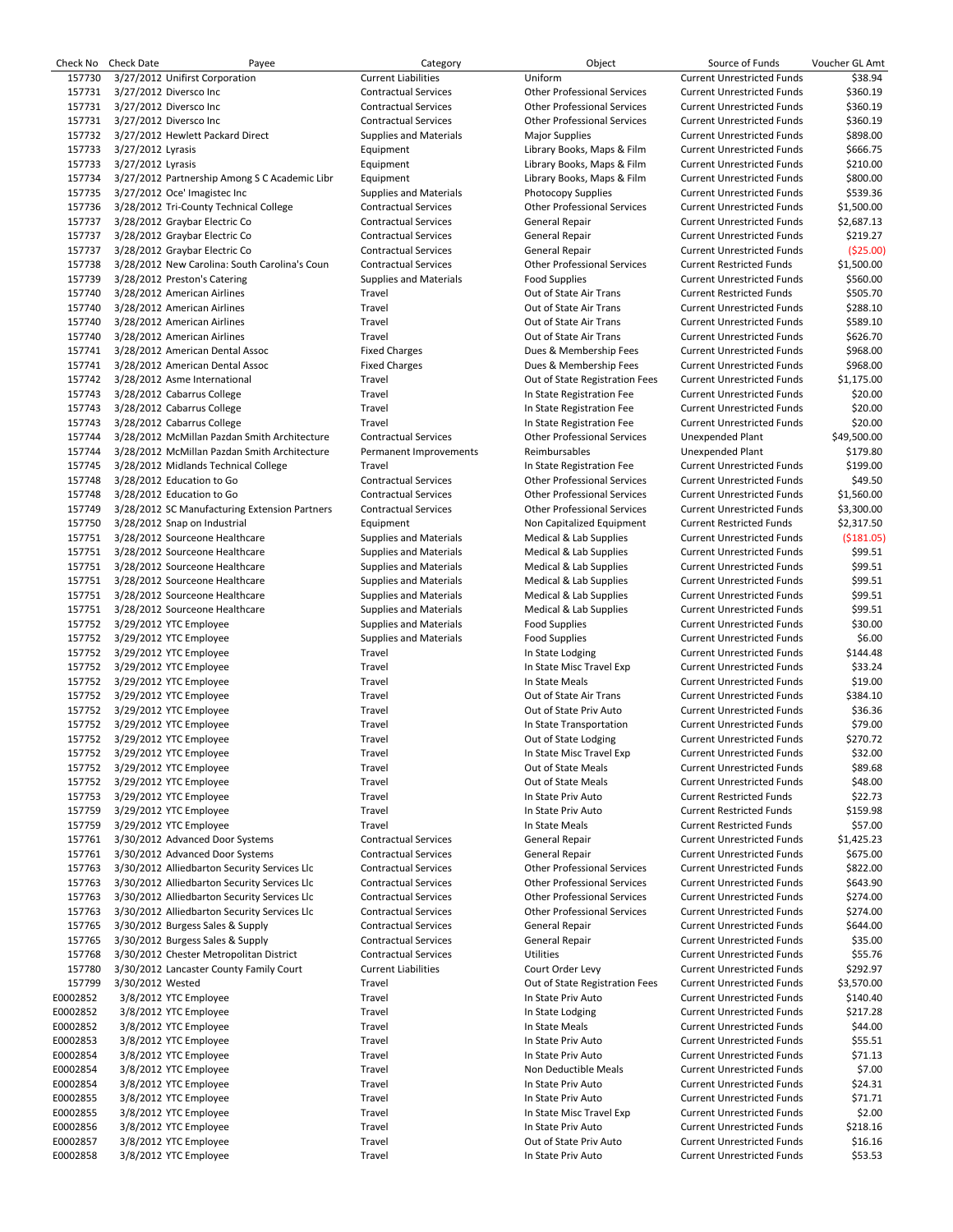| Check No | Check Date | Payee | Category | Object | Source of Funds | Voucher GL Amt |
|---|---|---|---|---|---|---|
| 157730 | 3/27/2012 | Unifirst Corporation | Current Liabilities | Uniform | Current Unrestricted Funds | $38.94 |
| 157731 | 3/27/2012 | Diversco Inc | Contractual Services | Other Professional Services | Current Unrestricted Funds | $360.19 |
| 157731 | 3/27/2012 | Diversco Inc | Contractual Services | Other Professional Services | Current Unrestricted Funds | $360.19 |
| 157731 | 3/27/2012 | Diversco Inc | Contractual Services | Other Professional Services | Current Unrestricted Funds | $360.19 |
| 157732 | 3/27/2012 | Hewlett Packard Direct | Supplies and Materials | Major Supplies | Current Unrestricted Funds | $898.00 |
| 157733 | 3/27/2012 | Lyrasis | Equipment | Library Books, Maps & Film | Current Unrestricted Funds | $666.75 |
| 157733 | 3/27/2012 | Lyrasis | Equipment | Library Books, Maps & Film | Current Unrestricted Funds | $210.00 |
| 157734 | 3/27/2012 | Partnership Among S C Academic Libr | Equipment | Library Books, Maps & Film | Current Unrestricted Funds | $800.00 |
| 157735 | 3/27/2012 | Oce' Imagistec Inc | Supplies and Materials | Photocopy Supplies | Current Unrestricted Funds | $539.36 |
| 157736 | 3/28/2012 | Tri-County Technical College | Contractual Services | Other Professional Services | Current Unrestricted Funds | $1,500.00 |
| 157737 | 3/28/2012 | Graybar Electric Co | Contractual Services | General Repair | Current Unrestricted Funds | $2,687.13 |
| 157737 | 3/28/2012 | Graybar Electric Co | Contractual Services | General Repair | Current Unrestricted Funds | $219.27 |
| 157737 | 3/28/2012 | Graybar Electric Co | Contractual Services | General Repair | Current Unrestricted Funds | ($25.00) |
| 157738 | 3/28/2012 | New Carolina: South Carolina's Coun | Contractual Services | Other Professional Services | Current Restricted Funds | $1,500.00 |
| 157739 | 3/28/2012 | Preston's Catering | Supplies and Materials | Food Supplies | Current Unrestricted Funds | $560.00 |
| 157740 | 3/28/2012 | American Airlines | Travel | Out of State Air Trans | Current Restricted Funds | $505.70 |
| 157740 | 3/28/2012 | American Airlines | Travel | Out of State Air Trans | Current Unrestricted Funds | $288.10 |
| 157740 | 3/28/2012 | American Airlines | Travel | Out of State Air Trans | Current Unrestricted Funds | $589.10 |
| 157740 | 3/28/2012 | American Airlines | Travel | Out of State Air Trans | Current Unrestricted Funds | $626.70 |
| 157741 | 3/28/2012 | American Dental Assoc | Fixed Charges | Dues & Membership Fees | Current Unrestricted Funds | $968.00 |
| 157741 | 3/28/2012 | American Dental Assoc | Fixed Charges | Dues & Membership Fees | Current Unrestricted Funds | $968.00 |
| 157742 | 3/28/2012 | Asme International | Travel | Out of State Registration Fees | Current Unrestricted Funds | $1,175.00 |
| 157743 | 3/28/2012 | Cabarrus College | Travel | In State Registration Fee | Current Unrestricted Funds | $20.00 |
| 157743 | 3/28/2012 | Cabarrus College | Travel | In State Registration Fee | Current Unrestricted Funds | $20.00 |
| 157743 | 3/28/2012 | Cabarrus College | Travel | In State Registration Fee | Current Unrestricted Funds | $20.00 |
| 157744 | 3/28/2012 | McMillan Pazdan Smith Architecture | Contractual Services | Other Professional Services | Unexpended Plant | $49,500.00 |
| 157744 | 3/28/2012 | McMillan Pazdan Smith Architecture | Permanent Improvements | Reimbursables | Unexpended Plant | $179.80 |
| 157745 | 3/28/2012 | Midlands Technical College | Travel | In State Registration Fee | Current Unrestricted Funds | $199.00 |
| 157748 | 3/28/2012 | Education to Go | Contractual Services | Other Professional Services | Current Unrestricted Funds | $49.50 |
| 157748 | 3/28/2012 | Education to Go | Contractual Services | Other Professional Services | Current Unrestricted Funds | $1,560.00 |
| 157749 | 3/28/2012 | SC Manufacturing Extension Partners | Contractual Services | Other Professional Services | Current Unrestricted Funds | $3,300.00 |
| 157750 | 3/28/2012 | Snap on Industrial | Equipment | Non Capitalized Equipment | Current Restricted Funds | $2,317.50 |
| 157751 | 3/28/2012 | Sourceone Healthcare | Supplies and Materials | Medical & Lab Supplies | Current Unrestricted Funds | ($181.05) |
| 157751 | 3/28/2012 | Sourceone Healthcare | Supplies and Materials | Medical & Lab Supplies | Current Unrestricted Funds | $99.51 |
| 157751 | 3/28/2012 | Sourceone Healthcare | Supplies and Materials | Medical & Lab Supplies | Current Unrestricted Funds | $99.51 |
| 157751 | 3/28/2012 | Sourceone Healthcare | Supplies and Materials | Medical & Lab Supplies | Current Unrestricted Funds | $99.51 |
| 157751 | 3/28/2012 | Sourceone Healthcare | Supplies and Materials | Medical & Lab Supplies | Current Unrestricted Funds | $99.51 |
| 157751 | 3/28/2012 | Sourceone Healthcare | Supplies and Materials | Medical & Lab Supplies | Current Unrestricted Funds | $99.51 |
| 157752 | 3/29/2012 | YTC Employee | Supplies and Materials | Food Supplies | Current Unrestricted Funds | $30.00 |
| 157752 | 3/29/2012 | YTC Employee | Supplies and Materials | Food Supplies | Current Unrestricted Funds | $6.00 |
| 157752 | 3/29/2012 | YTC Employee | Travel | In State Lodging | Current Unrestricted Funds | $144.48 |
| 157752 | 3/29/2012 | YTC Employee | Travel | In State Misc Travel Exp | Current Unrestricted Funds | $33.24 |
| 157752 | 3/29/2012 | YTC Employee | Travel | In State Meals | Current Unrestricted Funds | $19.00 |
| 157752 | 3/29/2012 | YTC Employee | Travel | Out of State Air Trans | Current Unrestricted Funds | $384.10 |
| 157752 | 3/29/2012 | YTC Employee | Travel | Out of State Priv Auto | Current Unrestricted Funds | $36.36 |
| 157752 | 3/29/2012 | YTC Employee | Travel | In State Transportation | Current Unrestricted Funds | $79.00 |
| 157752 | 3/29/2012 | YTC Employee | Travel | Out of State Lodging | Current Unrestricted Funds | $270.72 |
| 157752 | 3/29/2012 | YTC Employee | Travel | In State Misc Travel Exp | Current Unrestricted Funds | $32.00 |
| 157752 | 3/29/2012 | YTC Employee | Travel | Out of State Meals | Current Unrestricted Funds | $89.68 |
| 157752 | 3/29/2012 | YTC Employee | Travel | Out of State Meals | Current Unrestricted Funds | $48.00 |
| 157753 | 3/29/2012 | YTC Employee | Travel | In State Priv Auto | Current Restricted Funds | $22.73 |
| 157759 | 3/29/2012 | YTC Employee | Travel | In State Priv Auto | Current Restricted Funds | $159.98 |
| 157759 | 3/29/2012 | YTC Employee | Travel | In State Meals | Current Restricted Funds | $57.00 |
| 157761 | 3/30/2012 | Advanced Door Systems | Contractual Services | General Repair | Current Unrestricted Funds | $1,425.23 |
| 157761 | 3/30/2012 | Advanced Door Systems | Contractual Services | General Repair | Current Unrestricted Funds | $675.00 |
| 157763 | 3/30/2012 | Alliedbarton Security Services Llc | Contractual Services | Other Professional Services | Current Unrestricted Funds | $822.00 |
| 157763 | 3/30/2012 | Alliedbarton Security Services Llc | Contractual Services | Other Professional Services | Current Unrestricted Funds | $643.90 |
| 157763 | 3/30/2012 | Alliedbarton Security Services Llc | Contractual Services | Other Professional Services | Current Unrestricted Funds | $274.00 |
| 157763 | 3/30/2012 | Alliedbarton Security Services Llc | Contractual Services | Other Professional Services | Current Unrestricted Funds | $274.00 |
| 157765 | 3/30/2012 | Burgess Sales & Supply | Contractual Services | General Repair | Current Unrestricted Funds | $644.00 |
| 157765 | 3/30/2012 | Burgess Sales & Supply | Contractual Services | General Repair | Current Unrestricted Funds | $35.00 |
| 157768 | 3/30/2012 | Chester Metropolitan District | Contractual Services | Utilities | Current Unrestricted Funds | $55.76 |
| 157780 | 3/30/2012 | Lancaster County Family Court | Current Liabilities | Court Order Levy | Current Unrestricted Funds | $292.97 |
| 157799 | 3/30/2012 | Wested | Travel | Out of State Registration Fees | Current Unrestricted Funds | $3,570.00 |
| E0002852 | 3/8/2012 | YTC Employee | Travel | In State Priv Auto | Current Unrestricted Funds | $140.40 |
| E0002852 | 3/8/2012 | YTC Employee | Travel | In State Lodging | Current Unrestricted Funds | $217.28 |
| E0002852 | 3/8/2012 | YTC Employee | Travel | In State Meals | Current Unrestricted Funds | $44.00 |
| E0002853 | 3/8/2012 | YTC Employee | Travel | In State Priv Auto | Current Unrestricted Funds | $55.51 |
| E0002854 | 3/8/2012 | YTC Employee | Travel | In State Priv Auto | Current Unrestricted Funds | $71.13 |
| E0002854 | 3/8/2012 | YTC Employee | Travel | Non Deductible Meals | Current Unrestricted Funds | $7.00 |
| E0002854 | 3/8/2012 | YTC Employee | Travel | In State Priv Auto | Current Unrestricted Funds | $24.31 |
| E0002855 | 3/8/2012 | YTC Employee | Travel | In State Priv Auto | Current Unrestricted Funds | $71.71 |
| E0002855 | 3/8/2012 | YTC Employee | Travel | In State Misc Travel Exp | Current Unrestricted Funds | $2.00 |
| E0002856 | 3/8/2012 | YTC Employee | Travel | In State Priv Auto | Current Unrestricted Funds | $218.16 |
| E0002857 | 3/8/2012 | YTC Employee | Travel | Out of State Priv Auto | Current Unrestricted Funds | $16.16 |
| E0002858 | 3/8/2012 | YTC Employee | Travel | In State Priv Auto | Current Unrestricted Funds | $53.53 |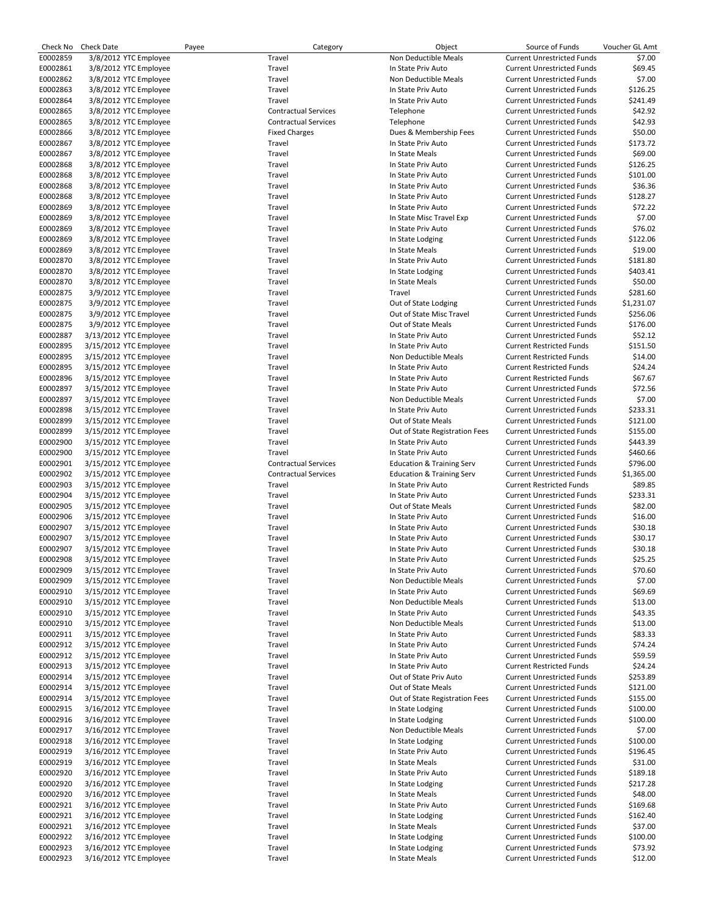| Check No | Check Date | Payee | Category | Object | Source of Funds | Voucher GL Amt |
|---|---|---|---|---|---|---|
| E0002859 | 3/8/2012 | YTC Employee | Travel | Non Deductible Meals | Current Unrestricted Funds | $7.00 |
| E0002861 | 3/8/2012 | YTC Employee | Travel | In State Priv Auto | Current Unrestricted Funds | $69.45 |
| E0002862 | 3/8/2012 | YTC Employee | Travel | Non Deductible Meals | Current Unrestricted Funds | $7.00 |
| E0002863 | 3/8/2012 | YTC Employee | Travel | In State Priv Auto | Current Unrestricted Funds | $126.25 |
| E0002864 | 3/8/2012 | YTC Employee | Travel | In State Priv Auto | Current Unrestricted Funds | $241.49 |
| E0002865 | 3/8/2012 | YTC Employee | Contractual Services | Telephone | Current Unrestricted Funds | $42.92 |
| E0002865 | 3/8/2012 | YTC Employee | Contractual Services | Telephone | Current Unrestricted Funds | $42.93 |
| E0002866 | 3/8/2012 | YTC Employee | Fixed Charges | Dues & Membership Fees | Current Unrestricted Funds | $50.00 |
| E0002867 | 3/8/2012 | YTC Employee | Travel | In State Priv Auto | Current Unrestricted Funds | $173.72 |
| E0002867 | 3/8/2012 | YTC Employee | Travel | In State Meals | Current Unrestricted Funds | $69.00 |
| E0002868 | 3/8/2012 | YTC Employee | Travel | In State Priv Auto | Current Unrestricted Funds | $126.25 |
| E0002868 | 3/8/2012 | YTC Employee | Travel | In State Priv Auto | Current Unrestricted Funds | $101.00 |
| E0002868 | 3/8/2012 | YTC Employee | Travel | In State Priv Auto | Current Unrestricted Funds | $36.36 |
| E0002868 | 3/8/2012 | YTC Employee | Travel | In State Priv Auto | Current Unrestricted Funds | $128.27 |
| E0002869 | 3/8/2012 | YTC Employee | Travel | In State Priv Auto | Current Unrestricted Funds | $72.22 |
| E0002869 | 3/8/2012 | YTC Employee | Travel | In State Misc Travel Exp | Current Unrestricted Funds | $7.00 |
| E0002869 | 3/8/2012 | YTC Employee | Travel | In State Priv Auto | Current Unrestricted Funds | $76.02 |
| E0002869 | 3/8/2012 | YTC Employee | Travel | In State Lodging | Current Unrestricted Funds | $122.06 |
| E0002869 | 3/8/2012 | YTC Employee | Travel | In State Meals | Current Unrestricted Funds | $19.00 |
| E0002870 | 3/8/2012 | YTC Employee | Travel | In State Priv Auto | Current Unrestricted Funds | $181.80 |
| E0002870 | 3/8/2012 | YTC Employee | Travel | In State Lodging | Current Unrestricted Funds | $403.41 |
| E0002870 | 3/8/2012 | YTC Employee | Travel | In State Meals | Current Unrestricted Funds | $50.00 |
| E0002875 | 3/9/2012 | YTC Employee | Travel | Travel | Current Unrestricted Funds | $281.60 |
| E0002875 | 3/9/2012 | YTC Employee | Travel | Out of State Lodging | Current Unrestricted Funds | $1,231.07 |
| E0002875 | 3/9/2012 | YTC Employee | Travel | Out of State Misc Travel | Current Unrestricted Funds | $256.06 |
| E0002875 | 3/9/2012 | YTC Employee | Travel | Out of State Meals | Current Unrestricted Funds | $176.00 |
| E0002887 | 3/13/2012 | YTC Employee | Travel | In State Priv Auto | Current Unrestricted Funds | $52.12 |
| E0002895 | 3/15/2012 | YTC Employee | Travel | In State Priv Auto | Current Restricted Funds | $151.50 |
| E0002895 | 3/15/2012 | YTC Employee | Travel | Non Deductible Meals | Current Restricted Funds | $14.00 |
| E0002895 | 3/15/2012 | YTC Employee | Travel | In State Priv Auto | Current Restricted Funds | $24.24 |
| E0002896 | 3/15/2012 | YTC Employee | Travel | In State Priv Auto | Current Restricted Funds | $67.67 |
| E0002897 | 3/15/2012 | YTC Employee | Travel | In State Priv Auto | Current Unrestricted Funds | $72.56 |
| E0002897 | 3/15/2012 | YTC Employee | Travel | Non Deductible Meals | Current Unrestricted Funds | $7.00 |
| E0002898 | 3/15/2012 | YTC Employee | Travel | In State Priv Auto | Current Unrestricted Funds | $233.31 |
| E0002899 | 3/15/2012 | YTC Employee | Travel | Out of State Meals | Current Unrestricted Funds | $121.00 |
| E0002899 | 3/15/2012 | YTC Employee | Travel | Out of State Registration Fees | Current Unrestricted Funds | $155.00 |
| E0002900 | 3/15/2012 | YTC Employee | Travel | In State Priv Auto | Current Unrestricted Funds | $443.39 |
| E0002900 | 3/15/2012 | YTC Employee | Travel | In State Priv Auto | Current Unrestricted Funds | $460.66 |
| E0002901 | 3/15/2012 | YTC Employee | Contractual Services | Education & Training Serv | Current Unrestricted Funds | $796.00 |
| E0002902 | 3/15/2012 | YTC Employee | Contractual Services | Education & Training Serv | Current Unrestricted Funds | $1,365.00 |
| E0002903 | 3/15/2012 | YTC Employee | Travel | In State Priv Auto | Current Restricted Funds | $89.85 |
| E0002904 | 3/15/2012 | YTC Employee | Travel | In State Priv Auto | Current Unrestricted Funds | $233.31 |
| E0002905 | 3/15/2012 | YTC Employee | Travel | Out of State Meals | Current Unrestricted Funds | $82.00 |
| E0002906 | 3/15/2012 | YTC Employee | Travel | In State Priv Auto | Current Unrestricted Funds | $16.00 |
| E0002907 | 3/15/2012 | YTC Employee | Travel | In State Priv Auto | Current Unrestricted Funds | $30.18 |
| E0002907 | 3/15/2012 | YTC Employee | Travel | In State Priv Auto | Current Unrestricted Funds | $30.17 |
| E0002907 | 3/15/2012 | YTC Employee | Travel | In State Priv Auto | Current Unrestricted Funds | $30.18 |
| E0002908 | 3/15/2012 | YTC Employee | Travel | In State Priv Auto | Current Unrestricted Funds | $25.25 |
| E0002909 | 3/15/2012 | YTC Employee | Travel | In State Priv Auto | Current Unrestricted Funds | $70.60 |
| E0002909 | 3/15/2012 | YTC Employee | Travel | Non Deductible Meals | Current Unrestricted Funds | $7.00 |
| E0002910 | 3/15/2012 | YTC Employee | Travel | In State Priv Auto | Current Unrestricted Funds | $69.69 |
| E0002910 | 3/15/2012 | YTC Employee | Travel | Non Deductible Meals | Current Unrestricted Funds | $13.00 |
| E0002910 | 3/15/2012 | YTC Employee | Travel | In State Priv Auto | Current Unrestricted Funds | $43.35 |
| E0002910 | 3/15/2012 | YTC Employee | Travel | Non Deductible Meals | Current Unrestricted Funds | $13.00 |
| E0002911 | 3/15/2012 | YTC Employee | Travel | In State Priv Auto | Current Unrestricted Funds | $83.33 |
| E0002912 | 3/15/2012 | YTC Employee | Travel | In State Priv Auto | Current Unrestricted Funds | $74.24 |
| E0002912 | 3/15/2012 | YTC Employee | Travel | In State Priv Auto | Current Unrestricted Funds | $59.59 |
| E0002913 | 3/15/2012 | YTC Employee | Travel | In State Priv Auto | Current Restricted Funds | $24.24 |
| E0002914 | 3/15/2012 | YTC Employee | Travel | Out of State Priv Auto | Current Unrestricted Funds | $253.89 |
| E0002914 | 3/15/2012 | YTC Employee | Travel | Out of State Meals | Current Unrestricted Funds | $121.00 |
| E0002914 | 3/15/2012 | YTC Employee | Travel | Out of State Registration Fees | Current Unrestricted Funds | $155.00 |
| E0002915 | 3/16/2012 | YTC Employee | Travel | In State Lodging | Current Unrestricted Funds | $100.00 |
| E0002916 | 3/16/2012 | YTC Employee | Travel | In State Lodging | Current Unrestricted Funds | $100.00 |
| E0002917 | 3/16/2012 | YTC Employee | Travel | Non Deductible Meals | Current Unrestricted Funds | $7.00 |
| E0002918 | 3/16/2012 | YTC Employee | Travel | In State Lodging | Current Unrestricted Funds | $100.00 |
| E0002919 | 3/16/2012 | YTC Employee | Travel | In State Priv Auto | Current Unrestricted Funds | $196.45 |
| E0002919 | 3/16/2012 | YTC Employee | Travel | In State Meals | Current Unrestricted Funds | $31.00 |
| E0002920 | 3/16/2012 | YTC Employee | Travel | In State Priv Auto | Current Unrestricted Funds | $189.18 |
| E0002920 | 3/16/2012 | YTC Employee | Travel | In State Lodging | Current Unrestricted Funds | $217.28 |
| E0002920 | 3/16/2012 | YTC Employee | Travel | In State Meals | Current Unrestricted Funds | $48.00 |
| E0002921 | 3/16/2012 | YTC Employee | Travel | In State Priv Auto | Current Unrestricted Funds | $169.68 |
| E0002921 | 3/16/2012 | YTC Employee | Travel | In State Lodging | Current Unrestricted Funds | $162.40 |
| E0002921 | 3/16/2012 | YTC Employee | Travel | In State Meals | Current Unrestricted Funds | $37.00 |
| E0002922 | 3/16/2012 | YTC Employee | Travel | In State Lodging | Current Unrestricted Funds | $100.00 |
| E0002923 | 3/16/2012 | YTC Employee | Travel | In State Lodging | Current Unrestricted Funds | $73.92 |
| E0002923 | 3/16/2012 | YTC Employee | Travel | In State Meals | Current Unrestricted Funds | $12.00 |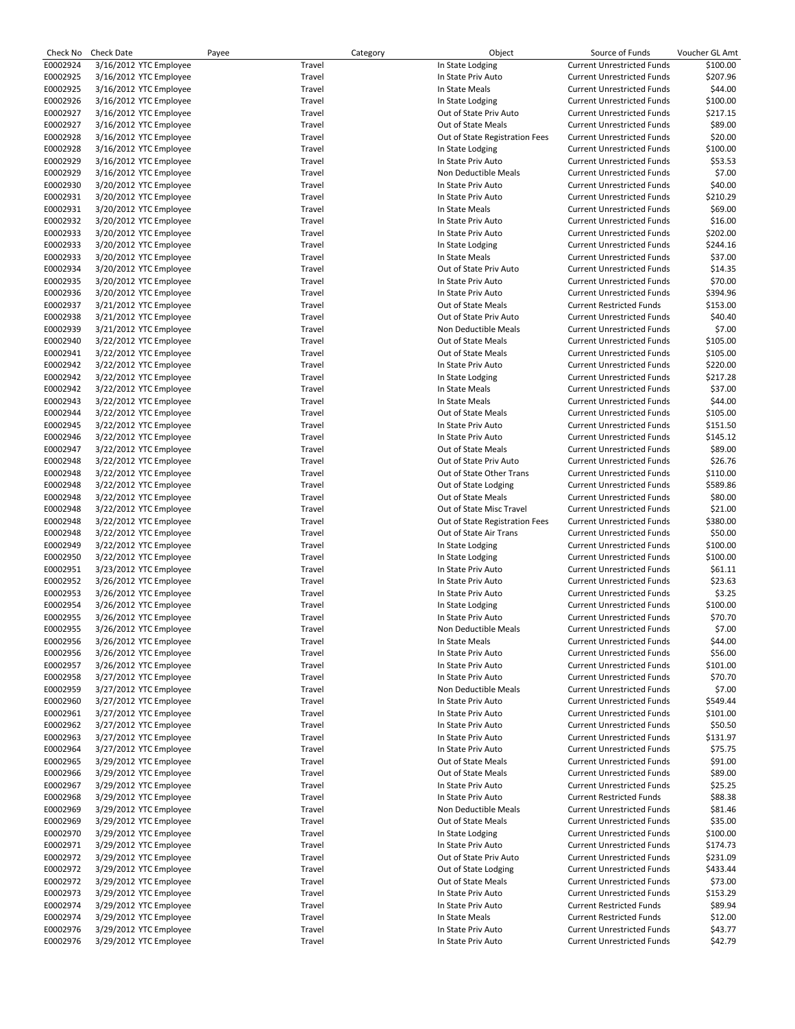| Check No | Check Date | Payee | Category | Object | Source of Funds | Voucher GL Amt |
|---|---|---|---|---|---|---|
| E0002924 | 3/16/2012 | YTC Employee | Travel | In State Lodging | Current Unrestricted Funds | $100.00 |
| E0002925 | 3/16/2012 | YTC Employee | Travel | In State Priv Auto | Current Unrestricted Funds | $207.96 |
| E0002925 | 3/16/2012 | YTC Employee | Travel | In State Meals | Current Unrestricted Funds | $44.00 |
| E0002926 | 3/16/2012 | YTC Employee | Travel | In State Lodging | Current Unrestricted Funds | $100.00 |
| E0002927 | 3/16/2012 | YTC Employee | Travel | Out of State Priv Auto | Current Unrestricted Funds | $217.15 |
| E0002927 | 3/16/2012 | YTC Employee | Travel | Out of State Meals | Current Unrestricted Funds | $89.00 |
| E0002928 | 3/16/2012 | YTC Employee | Travel | Out of State Registration Fees | Current Unrestricted Funds | $20.00 |
| E0002928 | 3/16/2012 | YTC Employee | Travel | In State Lodging | Current Unrestricted Funds | $100.00 |
| E0002929 | 3/16/2012 | YTC Employee | Travel | In State Priv Auto | Current Unrestricted Funds | $53.53 |
| E0002929 | 3/16/2012 | YTC Employee | Travel | Non Deductible Meals | Current Unrestricted Funds | $7.00 |
| E0002930 | 3/20/2012 | YTC Employee | Travel | In State Priv Auto | Current Unrestricted Funds | $40.00 |
| E0002931 | 3/20/2012 | YTC Employee | Travel | In State Priv Auto | Current Unrestricted Funds | $210.29 |
| E0002931 | 3/20/2012 | YTC Employee | Travel | In State Meals | Current Unrestricted Funds | $69.00 |
| E0002932 | 3/20/2012 | YTC Employee | Travel | In State Priv Auto | Current Unrestricted Funds | $16.00 |
| E0002933 | 3/20/2012 | YTC Employee | Travel | In State Priv Auto | Current Unrestricted Funds | $202.00 |
| E0002933 | 3/20/2012 | YTC Employee | Travel | In State Lodging | Current Unrestricted Funds | $244.16 |
| E0002933 | 3/20/2012 | YTC Employee | Travel | In State Meals | Current Unrestricted Funds | $37.00 |
| E0002934 | 3/20/2012 | YTC Employee | Travel | Out of State Priv Auto | Current Unrestricted Funds | $14.35 |
| E0002935 | 3/20/2012 | YTC Employee | Travel | In State Priv Auto | Current Unrestricted Funds | $70.00 |
| E0002936 | 3/20/2012 | YTC Employee | Travel | In State Priv Auto | Current Unrestricted Funds | $394.96 |
| E0002937 | 3/21/2012 | YTC Employee | Travel | Out of State Meals | Current Restricted Funds | $153.00 |
| E0002938 | 3/21/2012 | YTC Employee | Travel | Out of State Priv Auto | Current Unrestricted Funds | $40.40 |
| E0002939 | 3/21/2012 | YTC Employee | Travel | Non Deductible Meals | Current Unrestricted Funds | $7.00 |
| E0002940 | 3/22/2012 | YTC Employee | Travel | Out of State Meals | Current Unrestricted Funds | $105.00 |
| E0002941 | 3/22/2012 | YTC Employee | Travel | Out of State Meals | Current Unrestricted Funds | $105.00 |
| E0002942 | 3/22/2012 | YTC Employee | Travel | In State Priv Auto | Current Unrestricted Funds | $220.00 |
| E0002942 | 3/22/2012 | YTC Employee | Travel | In State Lodging | Current Unrestricted Funds | $217.28 |
| E0002942 | 3/22/2012 | YTC Employee | Travel | In State Meals | Current Unrestricted Funds | $37.00 |
| E0002943 | 3/22/2012 | YTC Employee | Travel | In State Meals | Current Unrestricted Funds | $44.00 |
| E0002944 | 3/22/2012 | YTC Employee | Travel | Out of State Meals | Current Unrestricted Funds | $105.00 |
| E0002945 | 3/22/2012 | YTC Employee | Travel | In State Priv Auto | Current Unrestricted Funds | $151.50 |
| E0002946 | 3/22/2012 | YTC Employee | Travel | In State Priv Auto | Current Unrestricted Funds | $145.12 |
| E0002947 | 3/22/2012 | YTC Employee | Travel | Out of State Meals | Current Unrestricted Funds | $89.00 |
| E0002948 | 3/22/2012 | YTC Employee | Travel | Out of State Priv Auto | Current Unrestricted Funds | $26.76 |
| E0002948 | 3/22/2012 | YTC Employee | Travel | Out of State Other Trans | Current Unrestricted Funds | $110.00 |
| E0002948 | 3/22/2012 | YTC Employee | Travel | Out of State Lodging | Current Unrestricted Funds | $589.86 |
| E0002948 | 3/22/2012 | YTC Employee | Travel | Out of State Meals | Current Unrestricted Funds | $80.00 |
| E0002948 | 3/22/2012 | YTC Employee | Travel | Out of State Misc Travel | Current Unrestricted Funds | $21.00 |
| E0002948 | 3/22/2012 | YTC Employee | Travel | Out of State Registration Fees | Current Unrestricted Funds | $380.00 |
| E0002948 | 3/22/2012 | YTC Employee | Travel | Out of State Air Trans | Current Unrestricted Funds | $50.00 |
| E0002949 | 3/22/2012 | YTC Employee | Travel | In State Lodging | Current Unrestricted Funds | $100.00 |
| E0002950 | 3/22/2012 | YTC Employee | Travel | In State Lodging | Current Unrestricted Funds | $100.00 |
| E0002951 | 3/23/2012 | YTC Employee | Travel | In State Priv Auto | Current Unrestricted Funds | $61.11 |
| E0002952 | 3/26/2012 | YTC Employee | Travel | In State Priv Auto | Current Unrestricted Funds | $23.63 |
| E0002953 | 3/26/2012 | YTC Employee | Travel | In State Priv Auto | Current Unrestricted Funds | $3.25 |
| E0002954 | 3/26/2012 | YTC Employee | Travel | In State Lodging | Current Unrestricted Funds | $100.00 |
| E0002955 | 3/26/2012 | YTC Employee | Travel | In State Priv Auto | Current Unrestricted Funds | $70.70 |
| E0002955 | 3/26/2012 | YTC Employee | Travel | Non Deductible Meals | Current Unrestricted Funds | $7.00 |
| E0002956 | 3/26/2012 | YTC Employee | Travel | In State Meals | Current Unrestricted Funds | $44.00 |
| E0002956 | 3/26/2012 | YTC Employee | Travel | In State Priv Auto | Current Unrestricted Funds | $56.00 |
| E0002957 | 3/26/2012 | YTC Employee | Travel | In State Priv Auto | Current Unrestricted Funds | $101.00 |
| E0002958 | 3/27/2012 | YTC Employee | Travel | In State Priv Auto | Current Unrestricted Funds | $70.70 |
| E0002959 | 3/27/2012 | YTC Employee | Travel | Non Deductible Meals | Current Unrestricted Funds | $7.00 |
| E0002960 | 3/27/2012 | YTC Employee | Travel | In State Priv Auto | Current Unrestricted Funds | $549.44 |
| E0002961 | 3/27/2012 | YTC Employee | Travel | In State Priv Auto | Current Unrestricted Funds | $101.00 |
| E0002962 | 3/27/2012 | YTC Employee | Travel | In State Priv Auto | Current Unrestricted Funds | $50.50 |
| E0002963 | 3/27/2012 | YTC Employee | Travel | In State Priv Auto | Current Unrestricted Funds | $131.97 |
| E0002964 | 3/27/2012 | YTC Employee | Travel | In State Priv Auto | Current Unrestricted Funds | $75.75 |
| E0002965 | 3/29/2012 | YTC Employee | Travel | Out of State Meals | Current Unrestricted Funds | $91.00 |
| E0002966 | 3/29/2012 | YTC Employee | Travel | Out of State Meals | Current Unrestricted Funds | $89.00 |
| E0002967 | 3/29/2012 | YTC Employee | Travel | In State Priv Auto | Current Unrestricted Funds | $25.25 |
| E0002968 | 3/29/2012 | YTC Employee | Travel | In State Priv Auto | Current Restricted Funds | $88.38 |
| E0002969 | 3/29/2012 | YTC Employee | Travel | Non Deductible Meals | Current Unrestricted Funds | $81.46 |
| E0002969 | 3/29/2012 | YTC Employee | Travel | Out of State Meals | Current Unrestricted Funds | $35.00 |
| E0002970 | 3/29/2012 | YTC Employee | Travel | In State Lodging | Current Unrestricted Funds | $100.00 |
| E0002971 | 3/29/2012 | YTC Employee | Travel | In State Priv Auto | Current Unrestricted Funds | $174.73 |
| E0002972 | 3/29/2012 | YTC Employee | Travel | Out of State Priv Auto | Current Unrestricted Funds | $231.09 |
| E0002972 | 3/29/2012 | YTC Employee | Travel | Out of State Lodging | Current Unrestricted Funds | $433.44 |
| E0002972 | 3/29/2012 | YTC Employee | Travel | Out of State Meals | Current Unrestricted Funds | $73.00 |
| E0002973 | 3/29/2012 | YTC Employee | Travel | In State Priv Auto | Current Unrestricted Funds | $153.29 |
| E0002974 | 3/29/2012 | YTC Employee | Travel | In State Priv Auto | Current Restricted Funds | $89.94 |
| E0002974 | 3/29/2012 | YTC Employee | Travel | In State Meals | Current Restricted Funds | $12.00 |
| E0002976 | 3/29/2012 | YTC Employee | Travel | In State Priv Auto | Current Unrestricted Funds | $43.77 |
| E0002976 | 3/29/2012 | YTC Employee | Travel | In State Priv Auto | Current Unrestricted Funds | $42.79 |